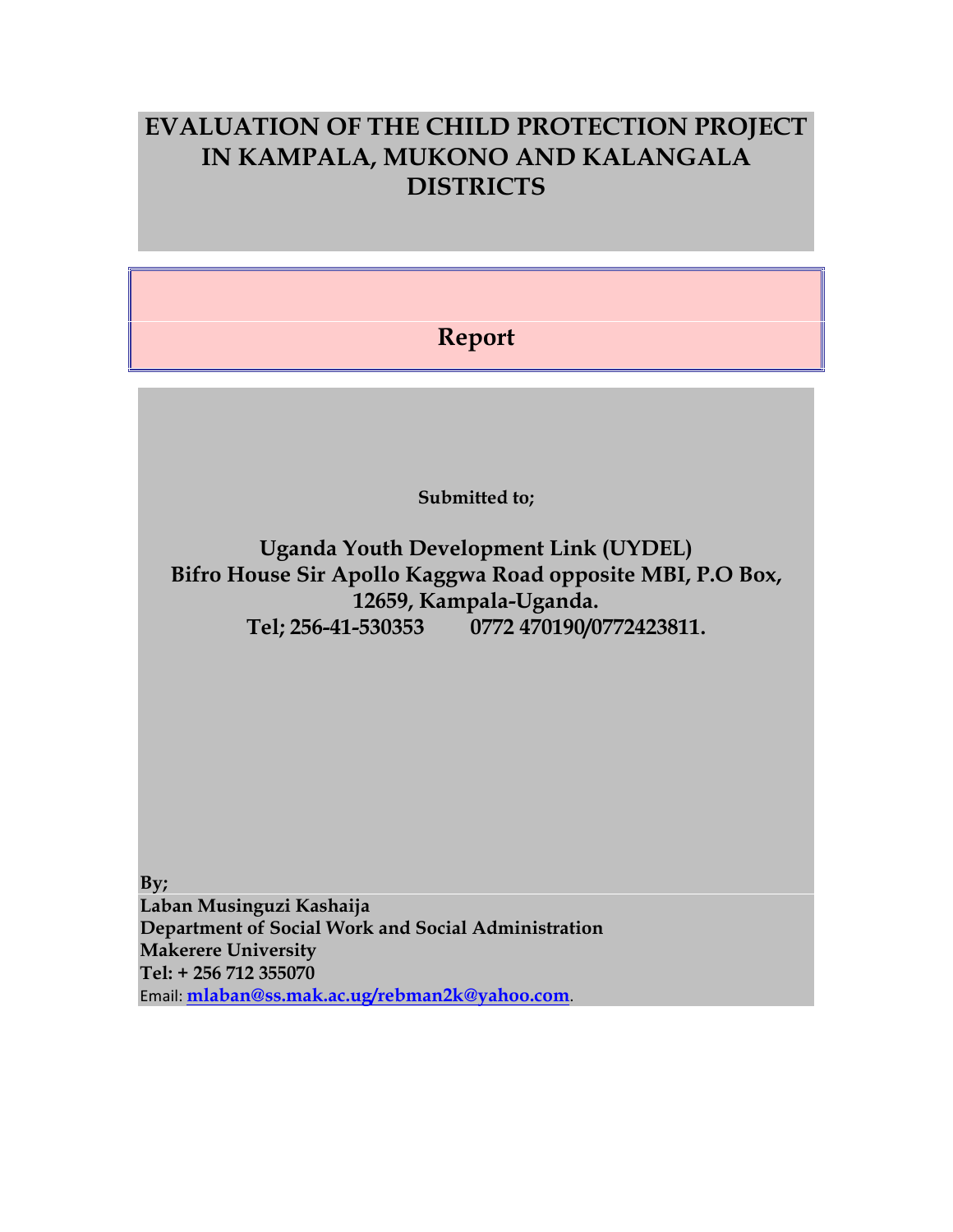# EVALUATION OF THE CHILD PROTECTION PROJECT IN KAMPALA, MUKONO AND KALANGALA DISTRICTS

## Report

**Submitted to;**

**Uganda Youth Development Link (UYDEL)**
**Bifro House Sir Apollo Kaggwa Road opposite MBI, P.O Box, 12659, Kampala-Uganda.**
**Tel; 256-41-530353 0772 470190/0772423811.**

**By;**
**Laban Musinguzi Kashaija**
**Department of Social Work and Social Administration**
**Makerere University**
**Tel: + 256 712 355070**
Email: **mlaban@ss.mak.ac.ug/rebman2k@yahoo.com**.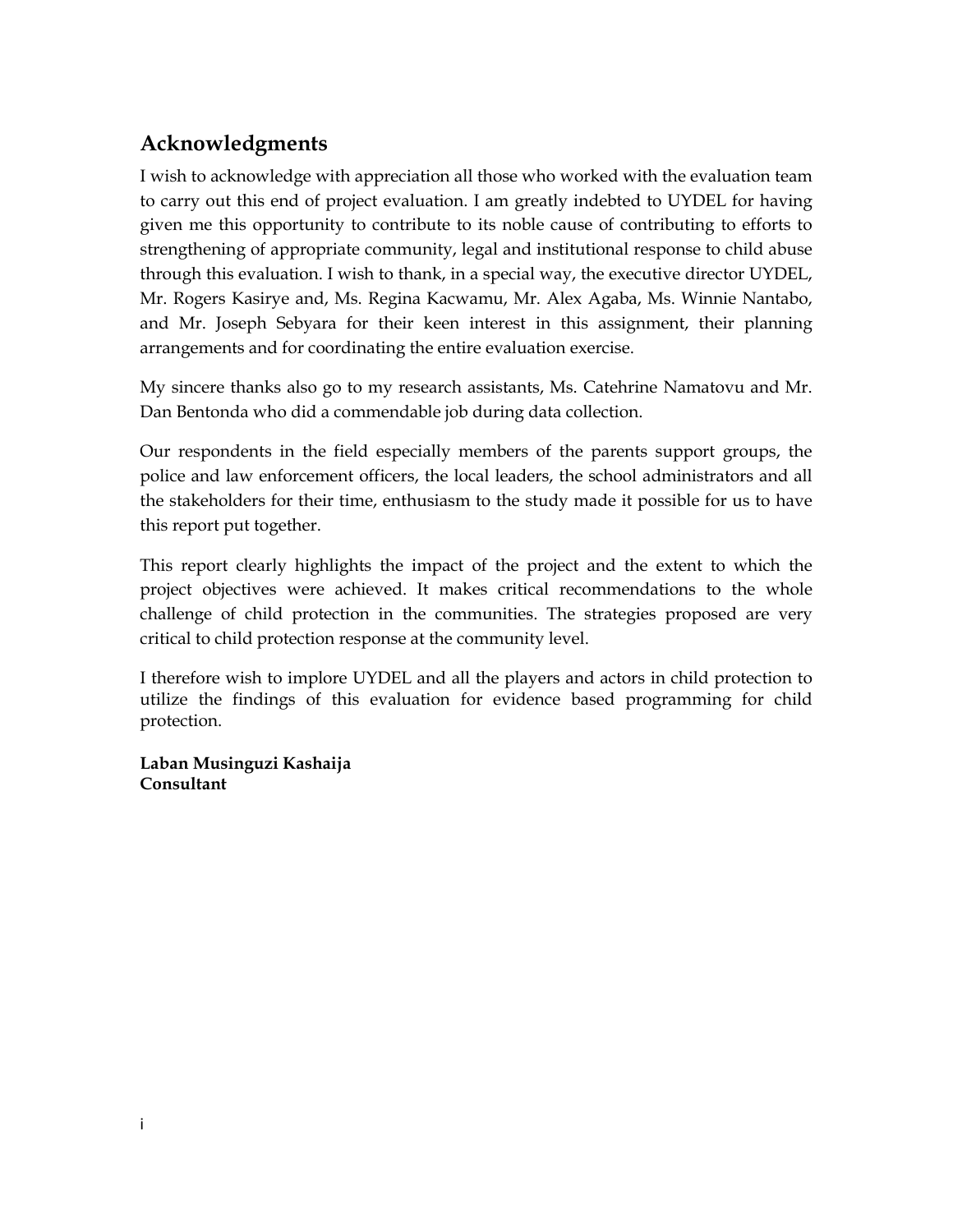## Acknowledgments

I wish to acknowledge with appreciation all those who worked with the evaluation team to carry out this end of project evaluation. I am greatly indebted to UYDEL for having given me this opportunity to contribute to its noble cause of contributing to efforts to strengthening of appropriate community, legal and institutional response to child abuse through this evaluation. I wish to thank, in a special way, the executive director UYDEL, Mr. Rogers Kasirye and, Ms. Regina Kacwamu, Mr. Alex Agaba, Ms. Winnie Nantabo, and Mr. Joseph Sebyara for their keen interest in this assignment, their planning arrangements and for coordinating the entire evaluation exercise.

My sincere thanks also go to my research assistants, Ms. Catehrine Namatovu and Mr. Dan Bentonda who did a commendable job during data collection.

Our respondents in the field especially members of the parents support groups, the police and law enforcement officers, the local leaders, the school administrators and all the stakeholders for their time, enthusiasm to the study made it possible for us to have this report put together.

This report clearly highlights the impact of the project and the extent to which the project objectives were achieved. It makes critical recommendations to the whole challenge of child protection in the communities. The strategies proposed are very critical to child protection response at the community level.

I therefore wish to implore UYDEL and all the players and actors in child protection to utilize the findings of this evaluation for evidence based programming for child protection.

**Laban Musinguzi Kashaija**
**Consultant**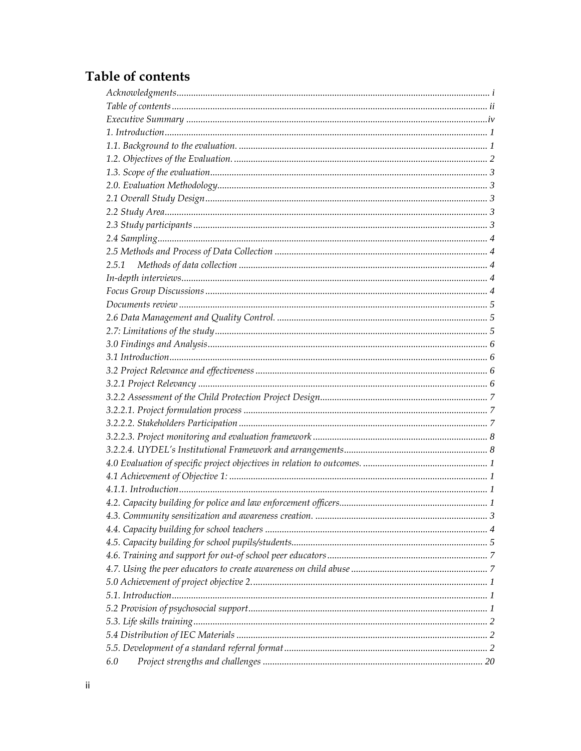# Table of contents

Acknowledgments ..... i
Table of contents ..... ii
Executive Summary ..... iv
1. Introduction ..... 1
1.1. Background to the evaluation. ..... 1
1.2. Objectives of the Evaluation. ..... 2
1.3. Scope of the evaluation ..... 3
2.0. Evaluation Methodology ..... 3
2.1 Overall Study Design ..... 3
2.2 Study Area ..... 3
2.3 Study participants ..... 3
2.4 Sampling ..... 4
2.5 Methods and Process of Data Collection ..... 4
2.5.1 Methods of data collection ..... 4
In-depth interviews ..... 4
Focus Group Discussions ..... 4
Documents review ..... 5
2.6 Data Management and Quality Control. ..... 5
2.7: Limitations of the study ..... 5
3.0 Findings and Analysis ..... 6
3.1 Introduction ..... 6
3.2 Project Relevance and effectiveness ..... 6
3.2.1 Project Relevancy ..... 6
3.2.2 Assessment of the Child Protection Project Design ..... 7
3.2.2.1. Project formulation process ..... 7
3.2.2.2. Stakeholders Participation ..... 7
3.2.2.3. Project monitoring and evaluation framework ..... 8
3.2.2.4. UYDEL's Institutional Framework and arrangements ..... 8
4.0 Evaluation of specific project objectives in relation to outcomes. ..... 1
4.1 Achievement of Objective 1: ..... 1
4.1.1. Introduction ..... 1
4.2. Capacity building for police and law enforcement officers ..... 1
4.3. Community sensitization and awareness creation. ..... 3
4.4. Capacity building for school teachers ..... 4
4.5. Capacity building for school pupils/students ..... 5
4.6. Training and support for out-of school peer educators ..... 7
4.7. Using the peer educators to create awareness on child abuse ..... 7
5.0 Achievement of project objective 2 ..... 1
5.1. Introduction ..... 1
5.2 Provision of psychosocial support ..... 1
5.3. Life skills training ..... 2
5.4 Distribution of IEC Materials ..... 2
5.5. Development of a standard referral format ..... 2
6.0 Project strengths and challenges ..... 20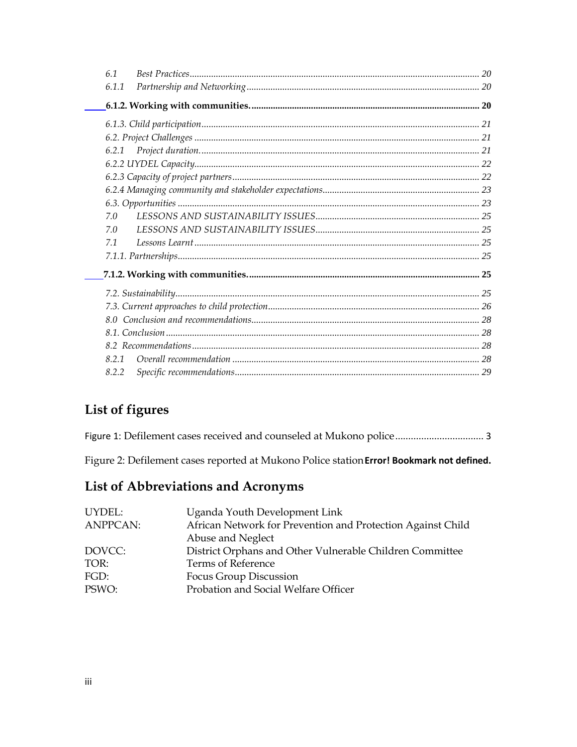*6.1 Best Practices* ........ 20

*6.1.1 Partnership and Networking* ........ 20

**6.1.2. Working with communities.** ........ **20**

*6.1.3. Child participation* ........ 21

*6.2. Project Challenges* ........ 21

*6.2.1 Project duration.* ........ 21

*6.2.2 UYDEL Capacity* ........ 22

*6.2.3 Capacity of project partners* ........ 22

*6.2.4 Managing community and stakeholder expectations* ........ 23

*6.3. Opportunities* ........ 23

*7.0 LESSONS AND SUSTAINABILITY ISSUES* ........ 25

*7.0 LESSONS AND SUSTAINABILITY ISSUES* ........ 25

*7.1 Lessons Learnt* ........ 25

*7.1.1. Partnerships* ........ 25

**7.1.2. Working with communities.** ........ **25**

*7.2. Sustainability* ........ 25

*7.3. Current approaches to child protection* ........ 26

*8.0 Conclusion and recommendations* ........ 28

*8.1. Conclusion* ........ 28

*8.2 Recommendations* ........ 28

*8.2.1 Overall recommendation* ........ 28

*8.2.2 Specific recommendations* ........ 29

## List of figures

Figure 1: Defilement cases received and counseled at Mukono police ........ 3

Figure 2: Defilement cases reported at Mukono Police station **Error! Bookmark not defined.**

## List of Abbreviations and Acronyms

| | |
|---|---|
| UYDEL: | Uganda Youth Development Link |
| ANPPCAN: | African Network for Prevention and Protection Against Child Abuse and Neglect |
| DOVCC: | District Orphans and Other Vulnerable Children Committee |
| TOR: | Terms of Reference |
| FGD: | Focus Group Discussion |
| PSWO: | Probation and Social Welfare Officer |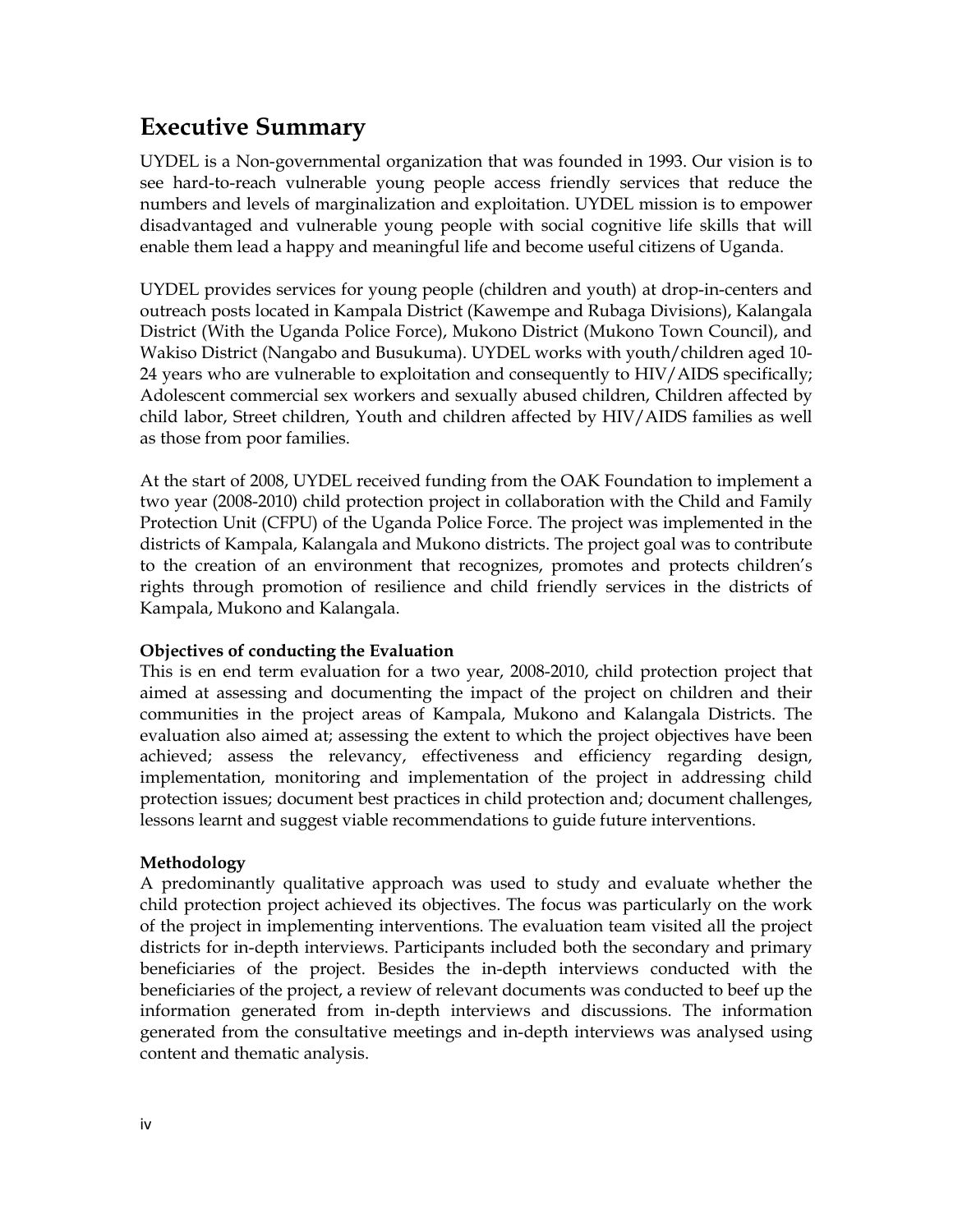## Executive Summary

UYDEL is a Non-governmental organization that was founded in 1993. Our vision is to see hard-to-reach vulnerable young people access friendly services that reduce the numbers and levels of marginalization and exploitation. UYDEL mission is to empower disadvantaged and vulnerable young people with social cognitive life skills that will enable them lead a happy and meaningful life and become useful citizens of Uganda.

UYDEL provides services for young people (children and youth) at drop-in-centers and outreach posts located in Kampala District (Kawempe and Rubaga Divisions), Kalangala District (With the Uganda Police Force), Mukono District (Mukono Town Council), and Wakiso District (Nangabo and Busukuma). UYDEL works with youth/children aged 10-24 years who are vulnerable to exploitation and consequently to HIV/AIDS specifically; Adolescent commercial sex workers and sexually abused children, Children affected by child labor, Street children, Youth and children affected by HIV/AIDS families as well as those from poor families.

At the start of 2008, UYDEL received funding from the OAK Foundation to implement a two year (2008-2010) child protection project in collaboration with the Child and Family Protection Unit (CFPU) of the Uganda Police Force. The project was implemented in the districts of Kampala, Kalangala and Mukono districts. The project goal was to contribute to the creation of an environment that recognizes, promotes and protects children's rights through promotion of resilience and child friendly services in the districts of Kampala, Mukono and Kalangala.

**Objectives of conducting the Evaluation**

This is en end term evaluation for a two year, 2008-2010, child protection project that aimed at assessing and documenting the impact of the project on children and their communities in the project areas of Kampala, Mukono and Kalangala Districts. The evaluation also aimed at; assessing the extent to which the project objectives have been achieved; assess the relevancy, effectiveness and efficiency regarding design, implementation, monitoring and implementation of the project in addressing child protection issues; document best practices in child protection and; document challenges, lessons learnt and suggest viable recommendations to guide future interventions.

**Methodology**

A predominantly qualitative approach was used to study and evaluate whether the child protection project achieved its objectives. The focus was particularly on the work of the project in implementing interventions. The evaluation team visited all the project districts for in-depth interviews. Participants included both the secondary and primary beneficiaries of the project. Besides the in-depth interviews conducted with the beneficiaries of the project, a review of relevant documents was conducted to beef up the information generated from in-depth interviews and discussions. The information generated from the consultative meetings and in-depth interviews was analysed using content and thematic analysis.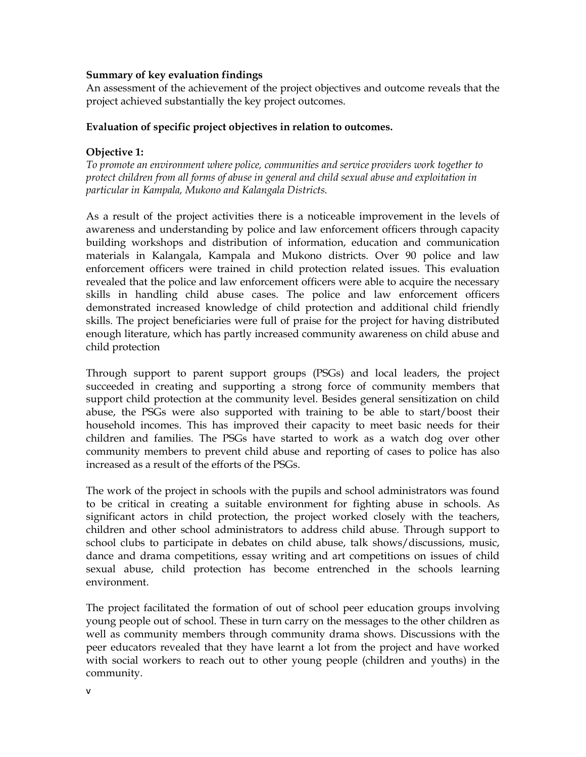**Summary of key evaluation findings**

An assessment of the achievement of the project objectives and outcome reveals that the project achieved substantially the key project outcomes.

**Evaluation of specific project objectives in relation to outcomes.**

**Objective 1:**

*To promote an environment where police, communities and service providers work together to protect children from all forms of abuse in general and child sexual abuse and exploitation in particular in Kampala, Mukono and Kalangala Districts.*

As a result of the project activities there is a noticeable improvement in the levels of awareness and understanding by police and law enforcement officers through capacity building workshops and distribution of information, education and communication materials in Kalangala, Kampala and Mukono districts. Over 90 police and law enforcement officers were trained in child protection related issues. This evaluation revealed that the police and law enforcement officers were able to acquire the necessary skills in handling child abuse cases. The police and law enforcement officers demonstrated increased knowledge of child protection and additional child friendly skills. The project beneficiaries were full of praise for the project for having distributed enough literature, which has partly increased community awareness on child abuse and child protection

Through support to parent support groups (PSGs) and local leaders, the project succeeded in creating and supporting a strong force of community members that support child protection at the community level. Besides general sensitization on child abuse, the PSGs were also supported with training to be able to start/boost their household incomes. This has improved their capacity to meet basic needs for their children and families. The PSGs have started to work as a watch dog over other community members to prevent child abuse and reporting of cases to police has also increased as a result of the efforts of the PSGs.

The work of the project in schools with the pupils and school administrators was found to be critical in creating a suitable environment for fighting abuse in schools. As significant actors in child protection, the project worked closely with the teachers, children and other school administrators to address child abuse. Through support to school clubs to participate in debates on child abuse, talk shows/discussions, music, dance and drama competitions, essay writing and art competitions on issues of child sexual abuse, child protection has become entrenched in the schools learning environment.

The project facilitated the formation of out of school peer education groups involving young people out of school. These in turn carry on the messages to the other children as well as community members through community drama shows. Discussions with the peer educators revealed that they have learnt a lot from the project and have worked with social workers to reach out to other young people (children and youths) in the community.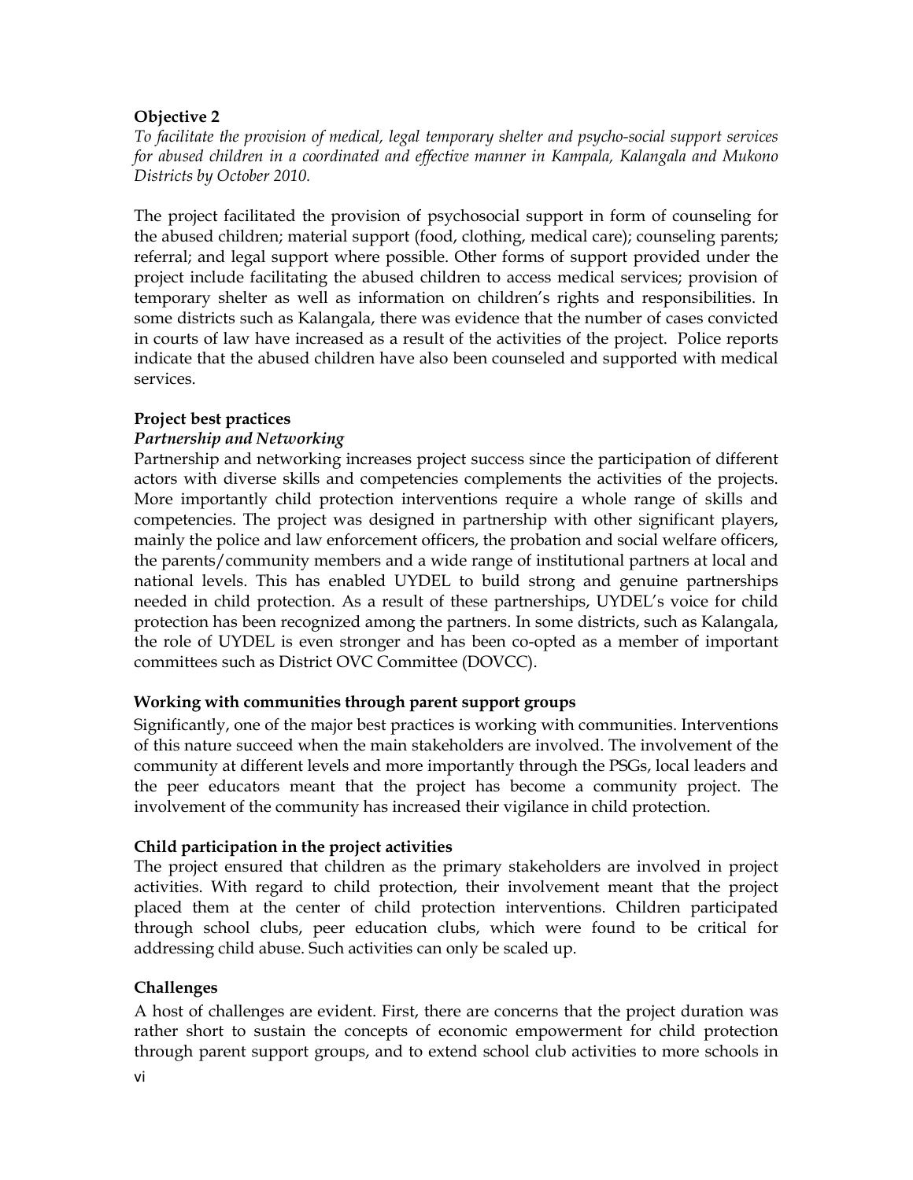**Objective 2**

*To facilitate the provision of medical, legal temporary shelter and psycho-social support services for abused children in a coordinated and effective manner in Kampala, Kalangala and Mukono Districts by October 2010.*

The project facilitated the provision of psychosocial support in form of counseling for the abused children; material support (food, clothing, medical care); counseling parents; referral; and legal support where possible. Other forms of support provided under the project include facilitating the abused children to access medical services; provision of temporary shelter as well as information on children's rights and responsibilities. In some districts such as Kalangala, there was evidence that the number of cases convicted in courts of law have increased as a result of the activities of the project. Police reports indicate that the abused children have also been counseled and supported with medical services.

**Project best practices**

***Partnership and Networking***

Partnership and networking increases project success since the participation of different actors with diverse skills and competencies complements the activities of the projects. More importantly child protection interventions require a whole range of skills and competencies. The project was designed in partnership with other significant players, mainly the police and law enforcement officers, the probation and social welfare officers, the parents/community members and a wide range of institutional partners at local and national levels. This has enabled UYDEL to build strong and genuine partnerships needed in child protection. As a result of these partnerships, UYDEL's voice for child protection has been recognized among the partners. In some districts, such as Kalangala, the role of UYDEL is even stronger and has been co-opted as a member of important committees such as District OVC Committee (DOVCC).

**Working with communities through parent support groups**

Significantly, one of the major best practices is working with communities. Interventions of this nature succeed when the main stakeholders are involved. The involvement of the community at different levels and more importantly through the PSGs, local leaders and the peer educators meant that the project has become a community project. The involvement of the community has increased their vigilance in child protection.

**Child participation in the project activities**

The project ensured that children as the primary stakeholders are involved in project activities. With regard to child protection, their involvement meant that the project placed them at the center of child protection interventions. Children participated through school clubs, peer education clubs, which were found to be critical for addressing child abuse. Such activities can only be scaled up.

**Challenges**

A host of challenges are evident. First, there are concerns that the project duration was rather short to sustain the concepts of economic empowerment for child protection through parent support groups, and to extend school club activities to more schools in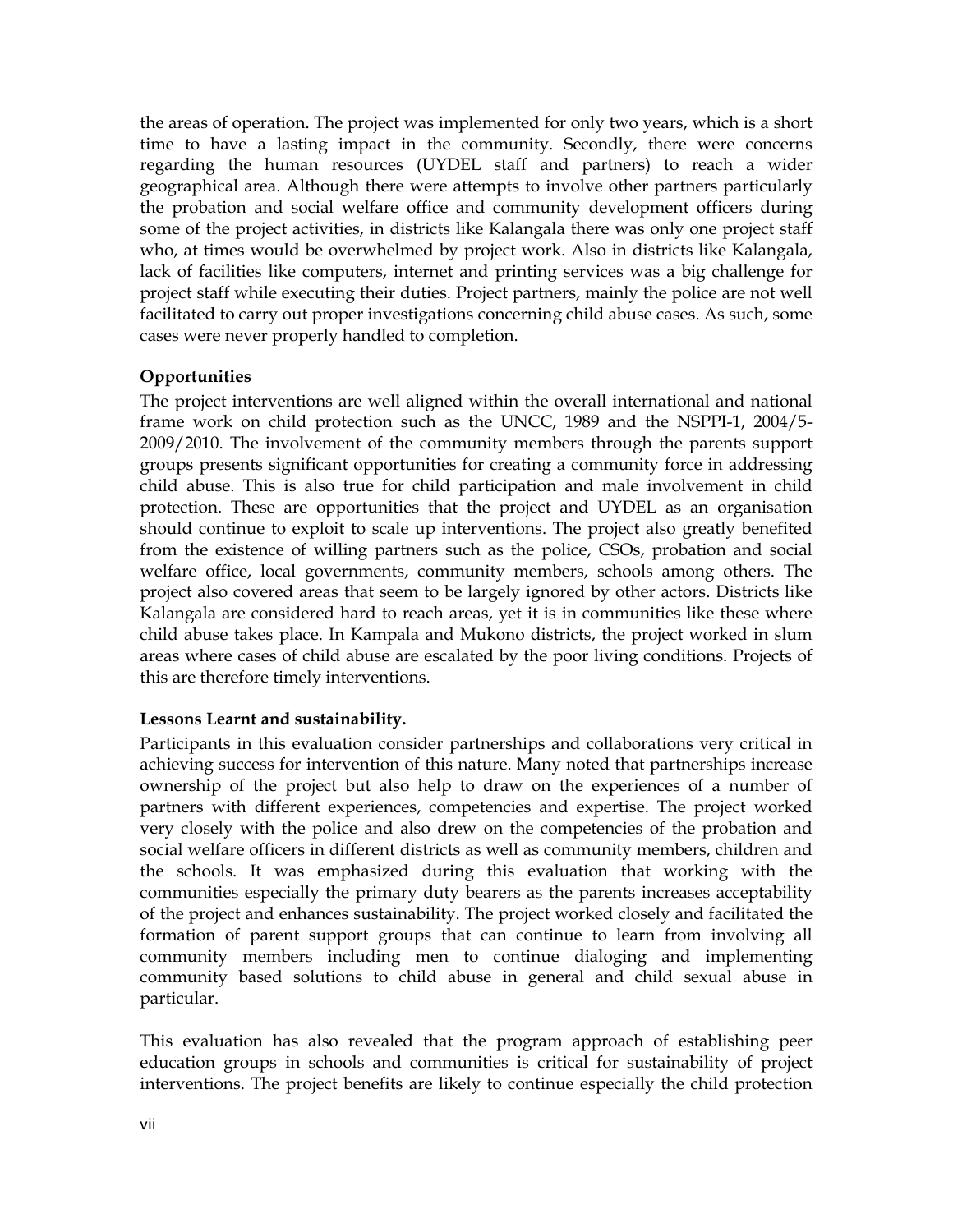the areas of operation. The project was implemented for only two years, which is a short time to have a lasting impact in the community. Secondly, there were concerns regarding the human resources (UYDEL staff and partners) to reach a wider geographical area. Although there were attempts to involve other partners particularly the probation and social welfare office and community development officers during some of the project activities, in districts like Kalangala there was only one project staff who, at times would be overwhelmed by project work. Also in districts like Kalangala, lack of facilities like computers, internet and printing services was a big challenge for project staff while executing their duties. Project partners, mainly the police are not well facilitated to carry out proper investigations concerning child abuse cases. As such, some cases were never properly handled to completion.

**Opportunities**

The project interventions are well aligned within the overall international and national frame work on child protection such as the UNCC, 1989 and the NSPPI-1, 2004/5-2009/2010. The involvement of the community members through the parents support groups presents significant opportunities for creating a community force in addressing child abuse. This is also true for child participation and male involvement in child protection. These are opportunities that the project and UYDEL as an organisation should continue to exploit to scale up interventions. The project also greatly benefited from the existence of willing partners such as the police, CSOs, probation and social welfare office, local governments, community members, schools among others. The project also covered areas that seem to be largely ignored by other actors. Districts like Kalangala are considered hard to reach areas, yet it is in communities like these where child abuse takes place. In Kampala and Mukono districts, the project worked in slum areas where cases of child abuse are escalated by the poor living conditions. Projects of this are therefore timely interventions.

**Lessons Learnt and sustainability.**

Participants in this evaluation consider partnerships and collaborations very critical in achieving success for intervention of this nature. Many noted that partnerships increase ownership of the project but also help to draw on the experiences of a number of partners with different experiences, competencies and expertise. The project worked very closely with the police and also drew on the competencies of the probation and social welfare officers in different districts as well as community members, children and the schools. It was emphasized during this evaluation that working with the communities especially the primary duty bearers as the parents increases acceptability of the project and enhances sustainability. The project worked closely and facilitated the formation of parent support groups that can continue to learn from involving all community members including men to continue dialoging and implementing community based solutions to child abuse in general and child sexual abuse in particular.

This evaluation has also revealed that the program approach of establishing peer education groups in schools and communities is critical for sustainability of project interventions. The project benefits are likely to continue especially the child protection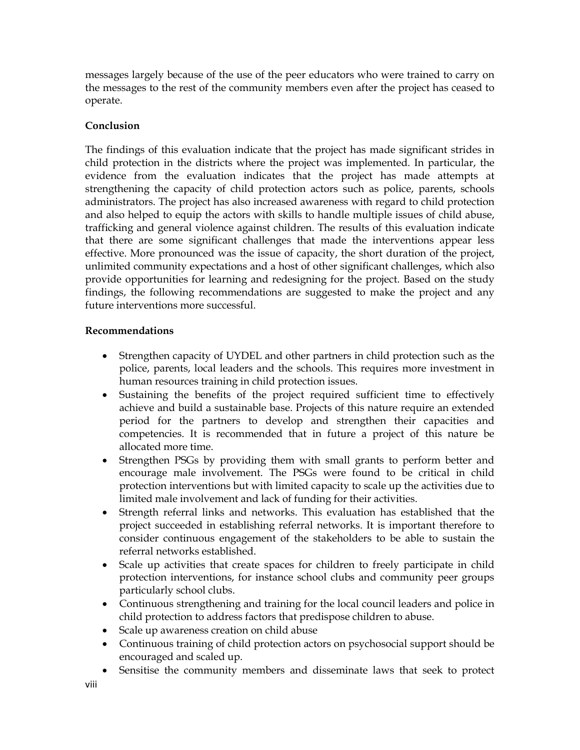messages largely because of the use of the peer educators who were trained to carry on the messages to the rest of the community members even after the project has ceased to operate.

**Conclusion**

The findings of this evaluation indicate that the project has made significant strides in child protection in the districts where the project was implemented. In particular, the evidence from the evaluation indicates that the project has made attempts at strengthening the capacity of child protection actors such as police, parents, schools administrators. The project has also increased awareness with regard to child protection and also helped to equip the actors with skills to handle multiple issues of child abuse, trafficking and general violence against children. The results of this evaluation indicate that there are some significant challenges that made the interventions appear less effective. More pronounced was the issue of capacity, the short duration of the project, unlimited community expectations and a host of other significant challenges, which also provide opportunities for learning and redesigning for the project. Based on the study findings, the following recommendations are suggested to make the project and any future interventions more successful.

**Recommendations**

- Strengthen capacity of UYDEL and other partners in child protection such as the police, parents, local leaders and the schools. This requires more investment in human resources training in child protection issues.
- Sustaining the benefits of the project required sufficient time to effectively achieve and build a sustainable base. Projects of this nature require an extended period for the partners to develop and strengthen their capacities and competencies. It is recommended that in future a project of this nature be allocated more time.
- Strengthen PSGs by providing them with small grants to perform better and encourage male involvement. The PSGs were found to be critical in child protection interventions but with limited capacity to scale up the activities due to limited male involvement and lack of funding for their activities.
- Strength referral links and networks. This evaluation has established that the project succeeded in establishing referral networks. It is important therefore to consider continuous engagement of the stakeholders to be able to sustain the referral networks established.
- Scale up activities that create spaces for children to freely participate in child protection interventions, for instance school clubs and community peer groups particularly school clubs.
- Continuous strengthening and training for the local council leaders and police in child protection to address factors that predispose children to abuse.
- Scale up awareness creation on child abuse
- Continuous training of child protection actors on psychosocial support should be encouraged and scaled up.
- Sensitise the community members and disseminate laws that seek to protect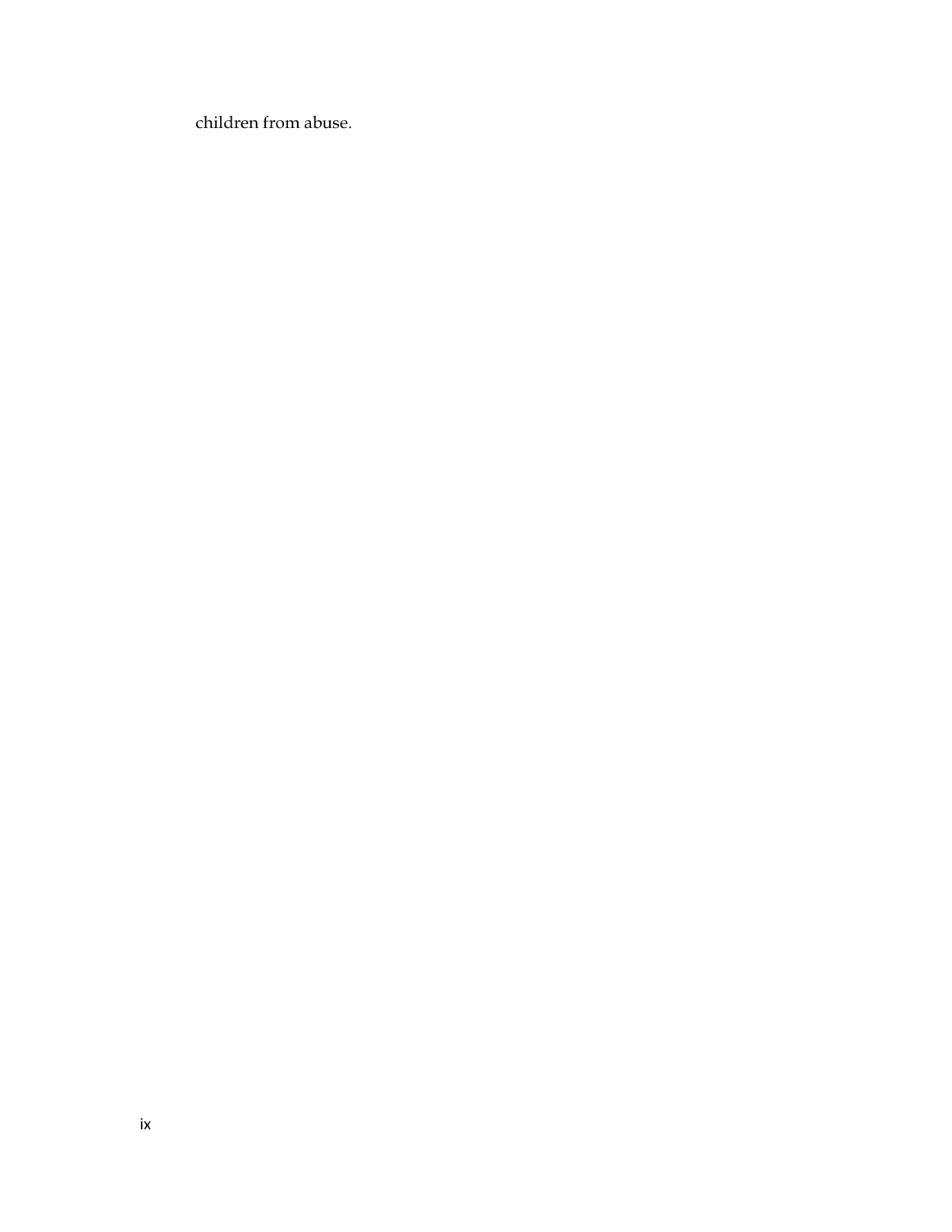children from abuse.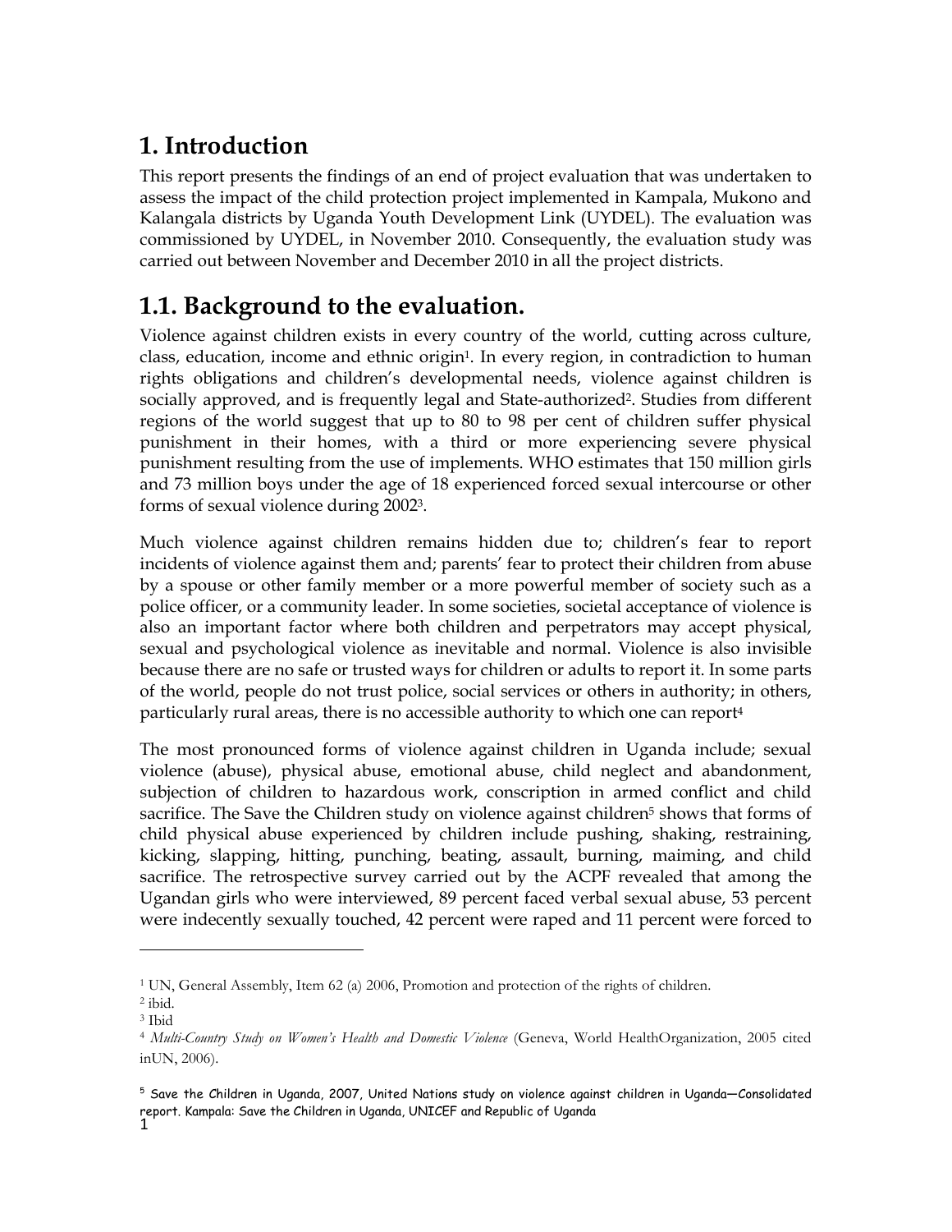# 1. Introduction

This report presents the findings of an end of project evaluation that was undertaken to assess the impact of the child protection project implemented in Kampala, Mukono and Kalangala districts by Uganda Youth Development Link (UYDEL). The evaluation was commissioned by UYDEL, in November 2010. Consequently, the evaluation study was carried out between November and December 2010 in all the project districts.

## 1.1. Background to the evaluation.

Violence against children exists in every country of the world, cutting across culture, class, education, income and ethnic origin[1]. In every region, in contradiction to human rights obligations and children's developmental needs, violence against children is socially approved, and is frequently legal and State-authorized[2]. Studies from different regions of the world suggest that up to 80 to 98 per cent of children suffer physical punishment in their homes, with a third or more experiencing severe physical punishment resulting from the use of implements. WHO estimates that 150 million girls and 73 million boys under the age of 18 experienced forced sexual intercourse or other forms of sexual violence during 2002[3].

Much violence against children remains hidden due to; children's fear to report incidents of violence against them and; parents' fear to protect their children from abuse by a spouse or other family member or a more powerful member of society such as a police officer, or a community leader. In some societies, societal acceptance of violence is also an important factor where both children and perpetrators may accept physical, sexual and psychological violence as inevitable and normal. Violence is also invisible because there are no safe or trusted ways for children or adults to report it. In some parts of the world, people do not trust police, social services or others in authority; in others, particularly rural areas, there is no accessible authority to which one can report[4]

The most pronounced forms of violence against children in Uganda include; sexual violence (abuse), physical abuse, emotional abuse, child neglect and abandonment, subjection of children to hazardous work, conscription in armed conflict and child sacrifice. The Save the Children study on violence against children[5] shows that forms of child physical abuse experienced by children include pushing, shaking, restraining, kicking, slapping, hitting, punching, beating, assault, burning, maiming, and child sacrifice. The retrospective survey carried out by the ACPF revealed that among the Ugandan girls who were interviewed, 89 percent faced verbal sexual abuse, 53 percent were indecently sexually touched, 42 percent were raped and 11 percent were forced to

---

[1] UN, General Assembly, Item 62 (a) 2006, Promotion and protection of the rights of children.

[2] ibid.

[3] Ibid

[4] *Multi-Country Study on Women's Health and Domestic Violence* (Geneva, World HealthOrganization, 2005 cited inUN, 2006).

[5] Save the Children in Uganda, 2007, United Nations study on violence against children in Uganda—Consolidated report. Kampala: Save the Children in Uganda, UNICEF and Republic of Uganda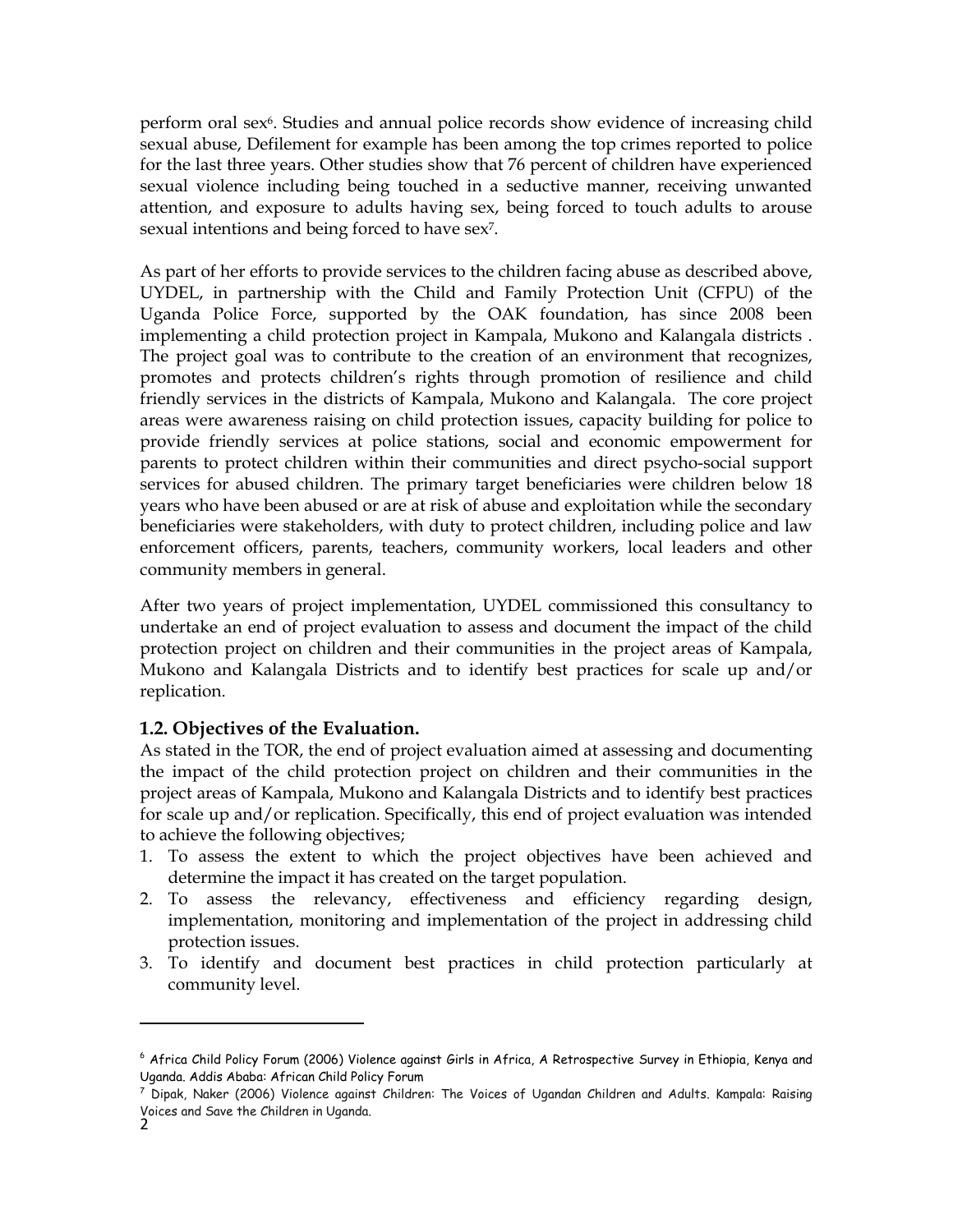perform oral sex[6]. Studies and annual police records show evidence of increasing child sexual abuse, Defilement for example has been among the top crimes reported to police for the last three years. Other studies show that 76 percent of children have experienced sexual violence including being touched in a seductive manner, receiving unwanted attention, and exposure to adults having sex, being forced to touch adults to arouse sexual intentions and being forced to have sex[7].

As part of her efforts to provide services to the children facing abuse as described above, UYDEL, in partnership with the Child and Family Protection Unit (CFPU) of the Uganda Police Force, supported by the OAK foundation, has since 2008 been implementing a child protection project in Kampala, Mukono and Kalangala districts . The project goal was to contribute to the creation of an environment that recognizes, promotes and protects children's rights through promotion of resilience and child friendly services in the districts of Kampala, Mukono and Kalangala. The core project areas were awareness raising on child protection issues, capacity building for police to provide friendly services at police stations, social and economic empowerment for parents to protect children within their communities and direct psycho-social support services for abused children. The primary target beneficiaries were children below 18 years who have been abused or are at risk of abuse and exploitation while the secondary beneficiaries were stakeholders, with duty to protect children, including police and law enforcement officers, parents, teachers, community workers, local leaders and other community members in general.

After two years of project implementation, UYDEL commissioned this consultancy to undertake an end of project evaluation to assess and document the impact of the child protection project on children and their communities in the project areas of Kampala, Mukono and Kalangala Districts and to identify best practices for scale up and/or replication.

### 1.2. Objectives of the Evaluation.

As stated in the TOR, the end of project evaluation aimed at assessing and documenting the impact of the child protection project on children and their communities in the project areas of Kampala, Mukono and Kalangala Districts and to identify best practices for scale up and/or replication. Specifically, this end of project evaluation was intended to achieve the following objectives;

1. To assess the extent to which the project objectives have been achieved and determine the impact it has created on the target population.
2. To assess the relevancy, effectiveness and efficiency regarding design, implementation, monitoring and implementation of the project in addressing child protection issues.
3. To identify and document best practices in child protection particularly at community level.

---

[6] Africa Child Policy Forum (2006) Violence against Girls in Africa, A Retrospective Survey in Ethiopia, Kenya and Uganda. Addis Ababa: African Child Policy Forum

[7] Dipak, Naker (2006) Violence against Children: The Voices of Ugandan Children and Adults. Kampala: Raising Voices and Save the Children in Uganda.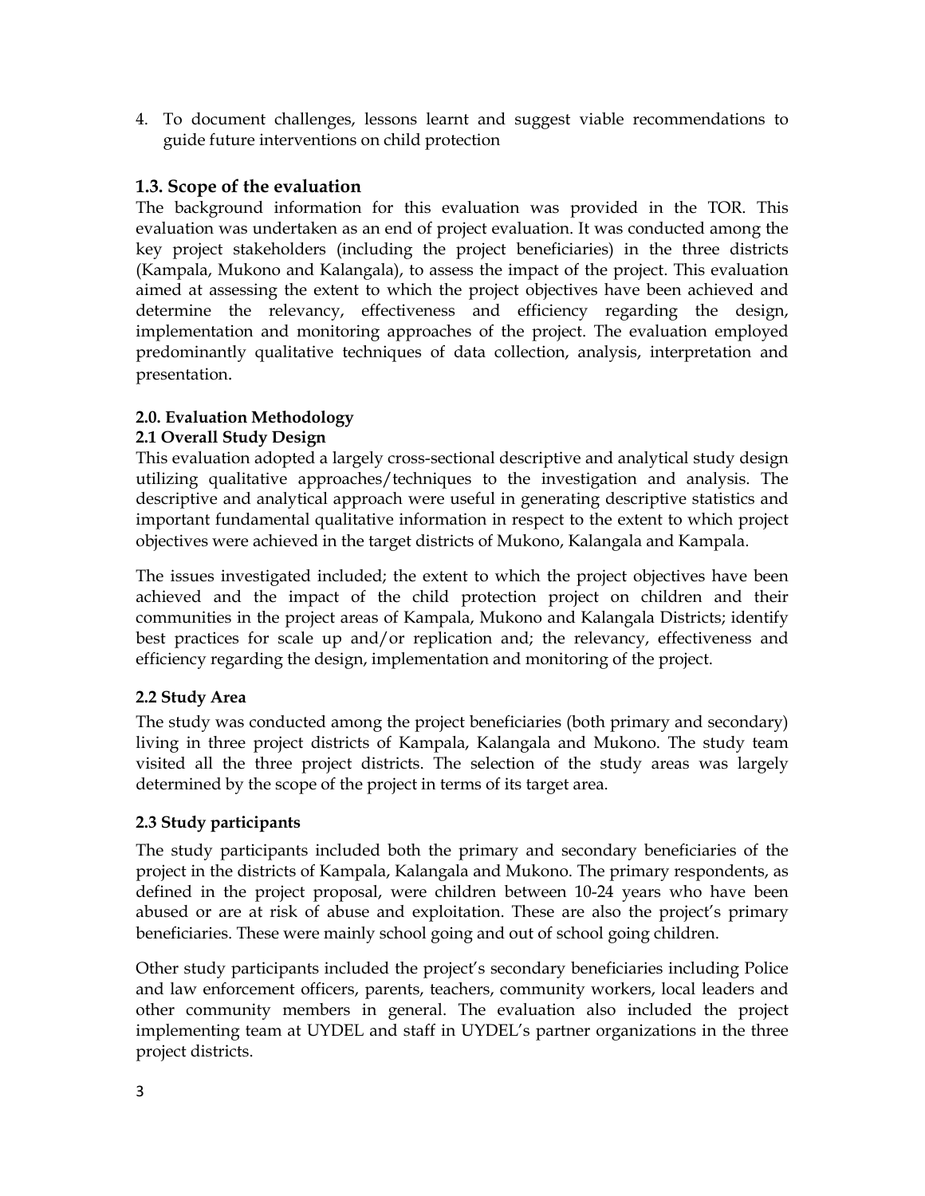4. To document challenges, lessons learnt and suggest viable recommendations to guide future interventions on child protection

## 1.3. Scope of the evaluation

The background information for this evaluation was provided in the TOR. This evaluation was undertaken as an end of project evaluation. It was conducted among the key project stakeholders (including the project beneficiaries) in the three districts (Kampala, Mukono and Kalangala), to assess the impact of the project. This evaluation aimed at assessing the extent to which the project objectives have been achieved and determine the relevancy, effectiveness and efficiency regarding the design, implementation and monitoring approaches of the project. The evaluation employed predominantly qualitative techniques of data collection, analysis, interpretation and presentation.

## 2.0. Evaluation Methodology

### 2.1 Overall Study Design

This evaluation adopted a largely cross-sectional descriptive and analytical study design utilizing qualitative approaches/techniques to the investigation and analysis. The descriptive and analytical approach were useful in generating descriptive statistics and important fundamental qualitative information in respect to the extent to which project objectives were achieved in the target districts of Mukono, Kalangala and Kampala.

The issues investigated included; the extent to which the project objectives have been achieved and the impact of the child protection project on children and their communities in the project areas of Kampala, Mukono and Kalangala Districts; identify best practices for scale up and/or replication and; the relevancy, effectiveness and efficiency regarding the design, implementation and monitoring of the project.

### 2.2 Study Area

The study was conducted among the project beneficiaries (both primary and secondary) living in three project districts of Kampala, Kalangala and Mukono. The study team visited all the three project districts. The selection of the study areas was largely determined by the scope of the project in terms of its target area.

### 2.3 Study participants

The study participants included both the primary and secondary beneficiaries of the project in the districts of Kampala, Kalangala and Mukono. The primary respondents, as defined in the project proposal, were children between 10-24 years who have been abused or are at risk of abuse and exploitation. These are also the project's primary beneficiaries. These were mainly school going and out of school going children.

Other study participants included the project's secondary beneficiaries including Police and law enforcement officers, parents, teachers, community workers, local leaders and other community members in general. The evaluation also included the project implementing team at UYDEL and staff in UYDEL's partner organizations in the three project districts.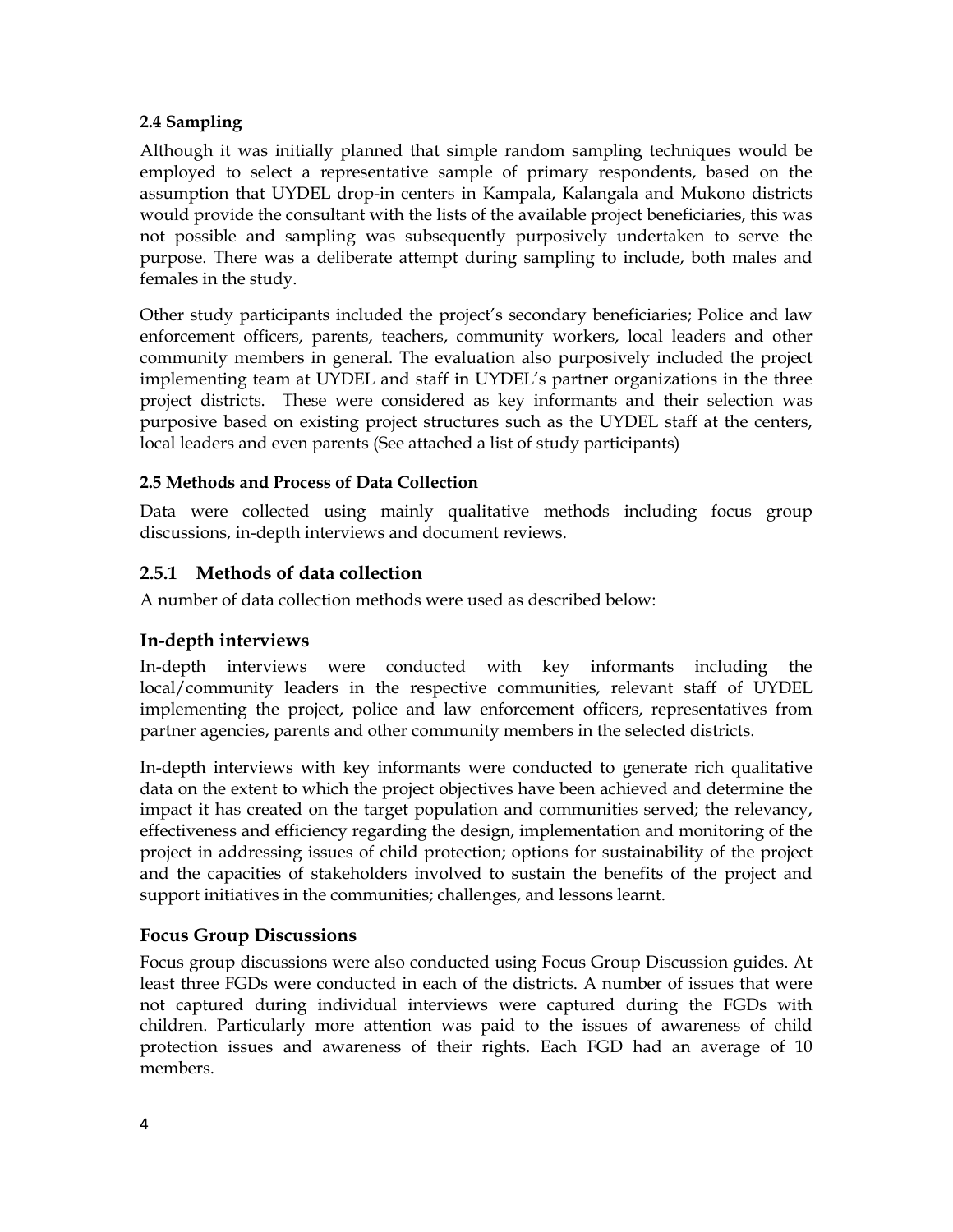### 2.4 Sampling

Although it was initially planned that simple random sampling techniques would be employed to select a representative sample of primary respondents, based on the assumption that UYDEL drop-in centers in Kampala, Kalangala and Mukono districts would provide the consultant with the lists of the available project beneficiaries, this was not possible and sampling was subsequently purposively undertaken to serve the purpose. There was a deliberate attempt during sampling to include, both males and females in the study.

Other study participants included the project's secondary beneficiaries; Police and law enforcement officers, parents, teachers, community workers, local leaders and other community members in general. The evaluation also purposively included the project implementing team at UYDEL and staff in UYDEL's partner organizations in the three project districts. These were considered as key informants and their selection was purposive based on existing project structures such as the UYDEL staff at the centers, local leaders and even parents (See attached a list of study participants)

### 2.5 Methods and Process of Data Collection

Data were collected using mainly qualitative methods including focus group discussions, in-depth interviews and document reviews.

## 2.5.1 Methods of data collection

A number of data collection methods were used as described below:

## In-depth interviews

In-depth interviews were conducted with key informants including the local/community leaders in the respective communities, relevant staff of UYDEL implementing the project, police and law enforcement officers, representatives from partner agencies, parents and other community members in the selected districts.

In-depth interviews with key informants were conducted to generate rich qualitative data on the extent to which the project objectives have been achieved and determine the impact it has created on the target population and communities served; the relevancy, effectiveness and efficiency regarding the design, implementation and monitoring of the project in addressing issues of child protection; options for sustainability of the project and the capacities of stakeholders involved to sustain the benefits of the project and support initiatives in the communities; challenges, and lessons learnt.

## Focus Group Discussions

Focus group discussions were also conducted using Focus Group Discussion guides. At least three FGDs were conducted in each of the districts. A number of issues that were not captured during individual interviews were captured during the FGDs with children. Particularly more attention was paid to the issues of awareness of child protection issues and awareness of their rights. Each FGD had an average of 10 members.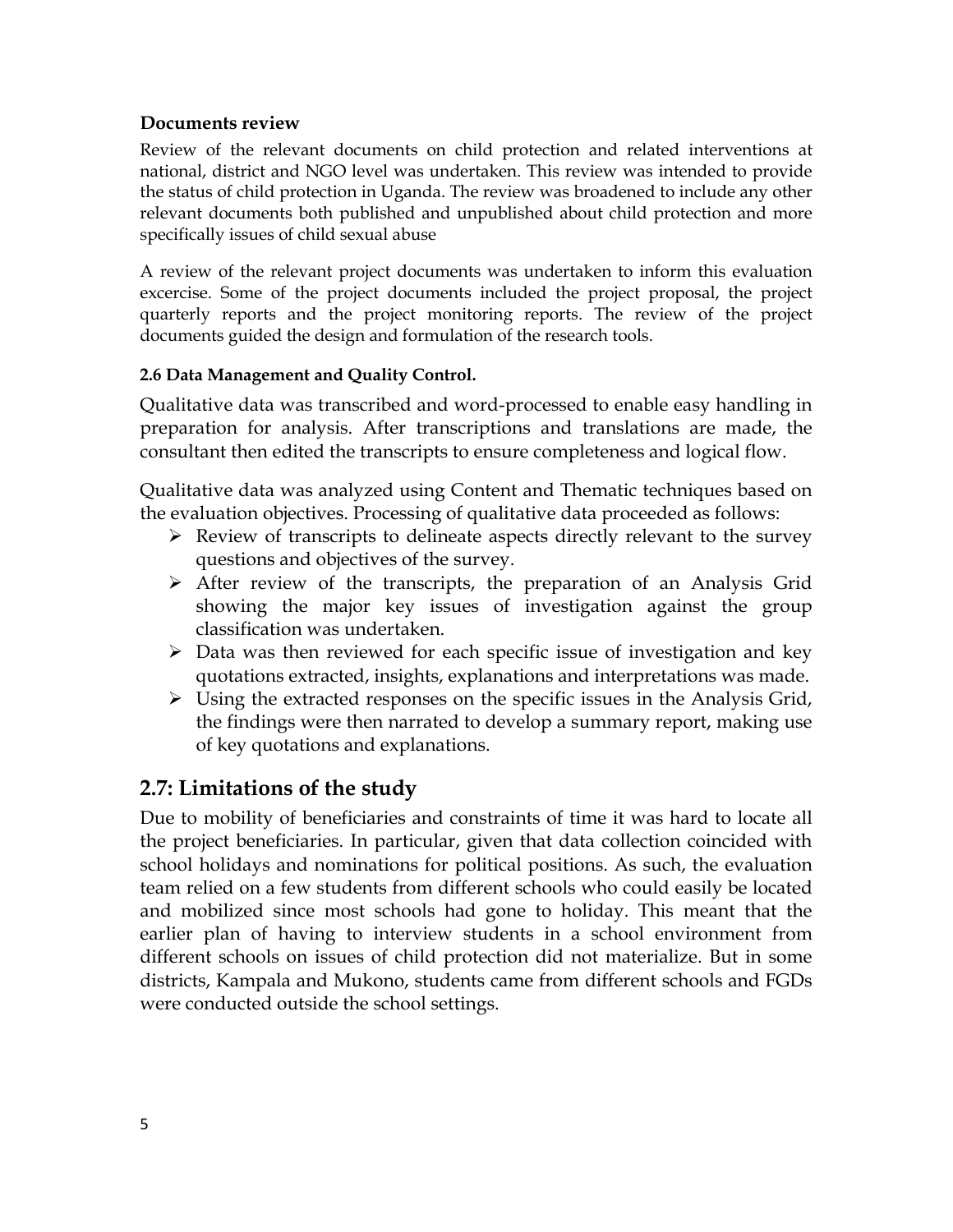**Documents review**

Review of the relevant documents on child protection and related interventions at national, district and NGO level was undertaken. This review was intended to provide the status of child protection in Uganda. The review was broadened to include any other relevant documents both published and unpublished about child protection and more specifically issues of child sexual abuse

A review of the relevant project documents was undertaken to inform this evaluation excercise. Some of the project documents included the project proposal, the project quarterly reports and the project monitoring reports. The review of the project documents guided the design and formulation of the research tools.

#### 2.6 Data Management and Quality Control.

Qualitative data was transcribed and word-processed to enable easy handling in preparation for analysis. After transcriptions and translations are made, the consultant then edited the transcripts to ensure completeness and logical flow.

Qualitative data was analyzed using Content and Thematic techniques based on the evaluation objectives. Processing of qualitative data proceeded as follows:

- Review of transcripts to delineate aspects directly relevant to the survey questions and objectives of the survey.
- After review of the transcripts, the preparation of an Analysis Grid showing the major key issues of investigation against the group classification was undertaken.
- Data was then reviewed for each specific issue of investigation and key quotations extracted, insights, explanations and interpretations was made.
- Using the extracted responses on the specific issues in the Analysis Grid, the findings were then narrated to develop a summary report, making use of key quotations and explanations.

## 2.7: Limitations of the study

Due to mobility of beneficiaries and constraints of time it was hard to locate all the project beneficiaries. In particular, given that data collection coincided with school holidays and nominations for political positions. As such, the evaluation team relied on a few students from different schools who could easily be located and mobilized since most schools had gone to holiday. This meant that the earlier plan of having to interview students in a school environment from different schools on issues of child protection did not materialize. But in some districts, Kampala and Mukono, students came from different schools and FGDs were conducted outside the school settings.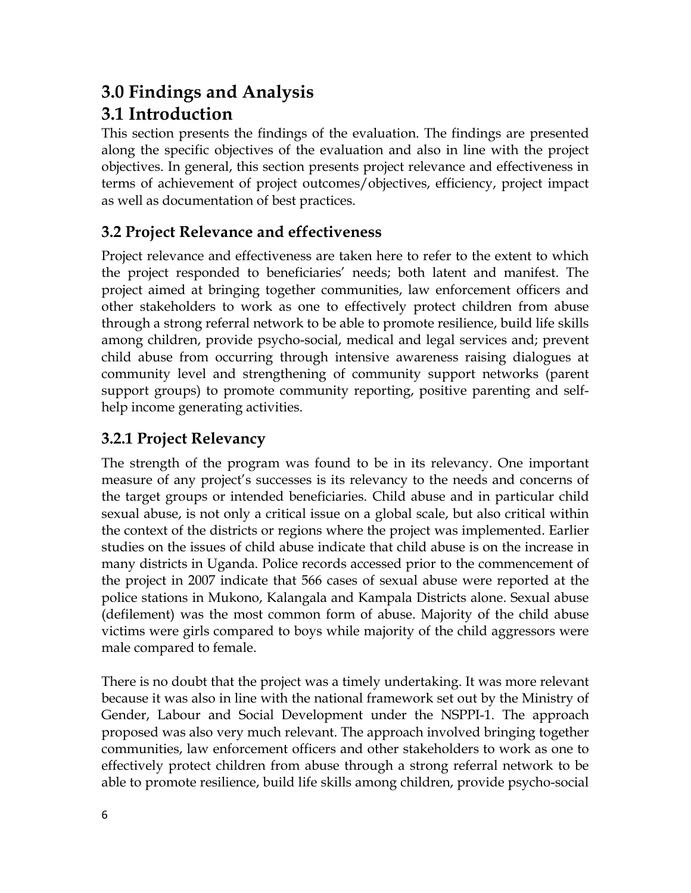# 3.0 Findings and Analysis

# 3.1 Introduction

This section presents the findings of the evaluation. The findings are presented along the specific objectives of the evaluation and also in line with the project objectives. In general, this section presents project relevance and effectiveness in terms of achievement of project outcomes/objectives, efficiency, project impact as well as documentation of best practices.

## 3.2 Project Relevance and effectiveness

Project relevance and effectiveness are taken here to refer to the extent to which the project responded to beneficiaries' needs; both latent and manifest. The project aimed at bringing together communities, law enforcement officers and other stakeholders to work as one to effectively protect children from abuse through a strong referral network to be able to promote resilience, build life skills among children, provide psycho-social, medical and legal services and; prevent child abuse from occurring through intensive awareness raising dialogues at community level and strengthening of community support networks (parent support groups) to promote community reporting, positive parenting and self-help income generating activities.

### 3.2.1 Project Relevancy

The strength of the program was found to be in its relevancy. One important measure of any project's successes is its relevancy to the needs and concerns of the target groups or intended beneficiaries. Child abuse and in particular child sexual abuse, is not only a critical issue on a global scale, but also critical within the context of the districts or regions where the project was implemented. Earlier studies on the issues of child abuse indicate that child abuse is on the increase in many districts in Uganda. Police records accessed prior to the commencement of the project in 2007 indicate that 566 cases of sexual abuse were reported at the police stations in Mukono, Kalangala and Kampala Districts alone. Sexual abuse (defilement) was the most common form of abuse. Majority of the child abuse victims were girls compared to boys while majority of the child aggressors were male compared to female.

There is no doubt that the project was a timely undertaking. It was more relevant because it was also in line with the national framework set out by the Ministry of Gender, Labour and Social Development under the NSPPI-1. The approach proposed was also very much relevant. The approach involved bringing together communities, law enforcement officers and other stakeholders to work as one to effectively protect children from abuse through a strong referral network to be able to promote resilience, build life skills among children, provide psycho-social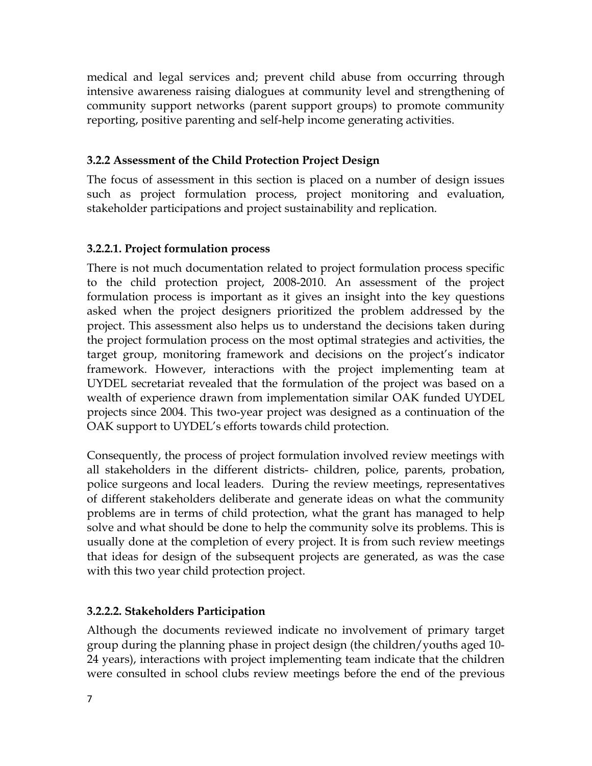medical and legal services and; prevent child abuse from occurring through intensive awareness raising dialogues at community level and strengthening of community support networks (parent support groups) to promote community reporting, positive parenting and self-help income generating activities.

### 3.2.2 Assessment of the Child Protection Project Design

The focus of assessment in this section is placed on a number of design issues such as project formulation process, project monitoring and evaluation, stakeholder participations and project sustainability and replication.

#### 3.2.2.1. Project formulation process

There is not much documentation related to project formulation process specific to the child protection project, 2008-2010. An assessment of the project formulation process is important as it gives an insight into the key questions asked when the project designers prioritized the problem addressed by the project. This assessment also helps us to understand the decisions taken during the project formulation process on the most optimal strategies and activities, the target group, monitoring framework and decisions on the project's indicator framework. However, interactions with the project implementing team at UYDEL secretariat revealed that the formulation of the project was based on a wealth of experience drawn from implementation similar OAK funded UYDEL projects since 2004. This two-year project was designed as a continuation of the OAK support to UYDEL's efforts towards child protection.

Consequently, the process of project formulation involved review meetings with all stakeholders in the different districts- children, police, parents, probation, police surgeons and local leaders. During the review meetings, representatives of different stakeholders deliberate and generate ideas on what the community problems are in terms of child protection, what the grant has managed to help solve and what should be done to help the community solve its problems. This is usually done at the completion of every project. It is from such review meetings that ideas for design of the subsequent projects are generated, as was the case with this two year child protection project.

#### 3.2.2.2. Stakeholders Participation

Although the documents reviewed indicate no involvement of primary target group during the planning phase in project design (the children/youths aged 10-24 years), interactions with project implementing team indicate that the children were consulted in school clubs review meetings before the end of the previous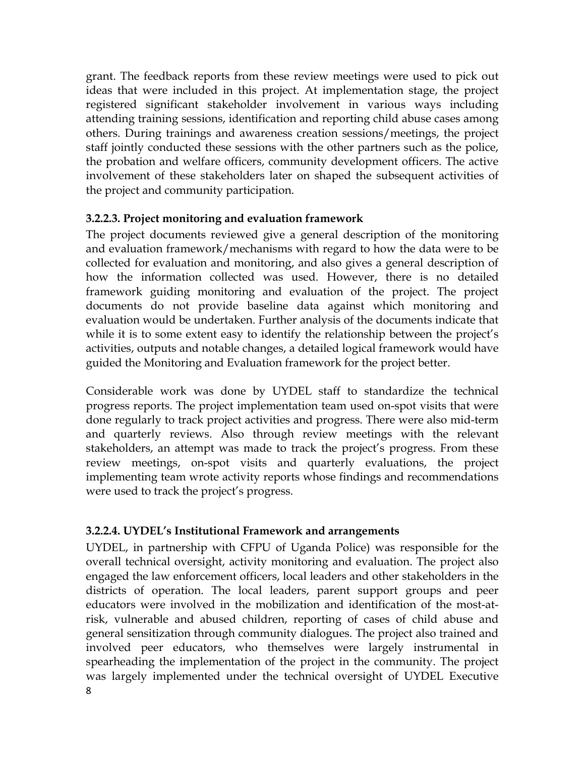grant. The feedback reports from these review meetings were used to pick out ideas that were included in this project. At implementation stage, the project registered significant stakeholder involvement in various ways including attending training sessions, identification and reporting child abuse cases among others. During trainings and awareness creation sessions/meetings, the project staff jointly conducted these sessions with the other partners such as the police, the probation and welfare officers, community development officers. The active involvement of these stakeholders later on shaped the subsequent activities of the project and community participation.

#### 3.2.2.3. Project monitoring and evaluation framework

The project documents reviewed give a general description of the monitoring and evaluation framework/mechanisms with regard to how the data were to be collected for evaluation and monitoring, and also gives a general description of how the information collected was used. However, there is no detailed framework guiding monitoring and evaluation of the project. The project documents do not provide baseline data against which monitoring and evaluation would be undertaken. Further analysis of the documents indicate that while it is to some extent easy to identify the relationship between the project's activities, outputs and notable changes, a detailed logical framework would have guided the Monitoring and Evaluation framework for the project better.

Considerable work was done by UYDEL staff to standardize the technical progress reports. The project implementation team used on-spot visits that were done regularly to track project activities and progress. There were also mid-term and quarterly reviews. Also through review meetings with the relevant stakeholders, an attempt was made to track the project's progress. From these review meetings, on-spot visits and quarterly evaluations, the project implementing team wrote activity reports whose findings and recommendations were used to track the project's progress.

#### 3.2.2.4. UYDEL's Institutional Framework and arrangements

UYDEL, in partnership with CFPU of Uganda Police) was responsible for the overall technical oversight, activity monitoring and evaluation. The project also engaged the law enforcement officers, local leaders and other stakeholders in the districts of operation. The local leaders, parent support groups and peer educators were involved in the mobilization and identification of the most-at-risk, vulnerable and abused children, reporting of cases of child abuse and general sensitization through community dialogues. The project also trained and involved peer educators, who themselves were largely instrumental in spearheading the implementation of the project in the community. The project was largely implemented under the technical oversight of UYDEL Executive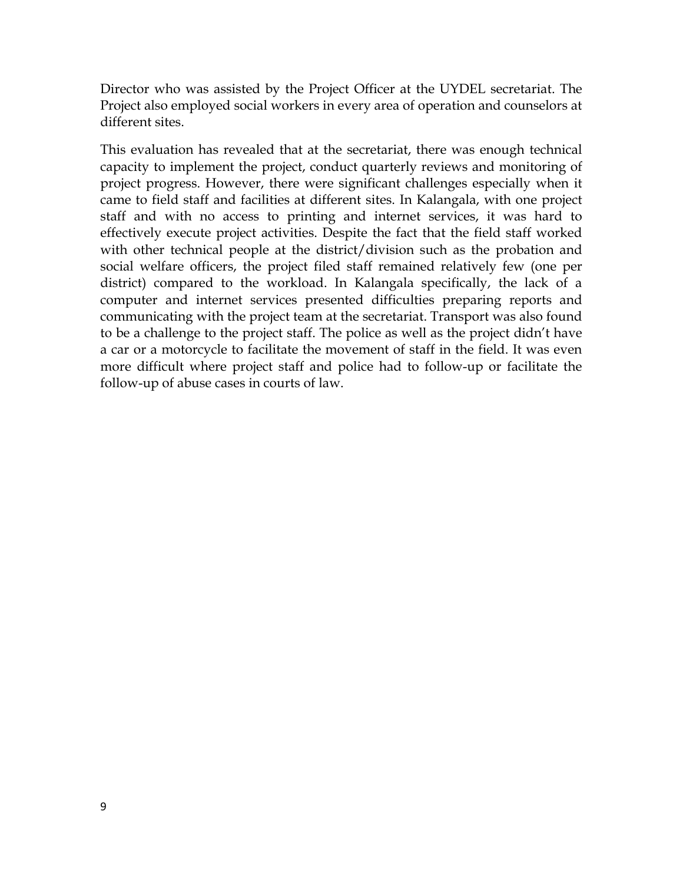Director who was assisted by the Project Officer at the UYDEL secretariat. The Project also employed social workers in every area of operation and counselors at different sites.

This evaluation has revealed that at the secretariat, there was enough technical capacity to implement the project, conduct quarterly reviews and monitoring of project progress. However, there were significant challenges especially when it came to field staff and facilities at different sites. In Kalangala, with one project staff and with no access to printing and internet services, it was hard to effectively execute project activities. Despite the fact that the field staff worked with other technical people at the district/division such as the probation and social welfare officers, the project filed staff remained relatively few (one per district) compared to the workload. In Kalangala specifically, the lack of a computer and internet services presented difficulties preparing reports and communicating with the project team at the secretariat. Transport was also found to be a challenge to the project staff. The police as well as the project didn't have a car or a motorcycle to facilitate the movement of staff in the field. It was even more difficult where project staff and police had to follow-up or facilitate the follow-up of abuse cases in courts of law.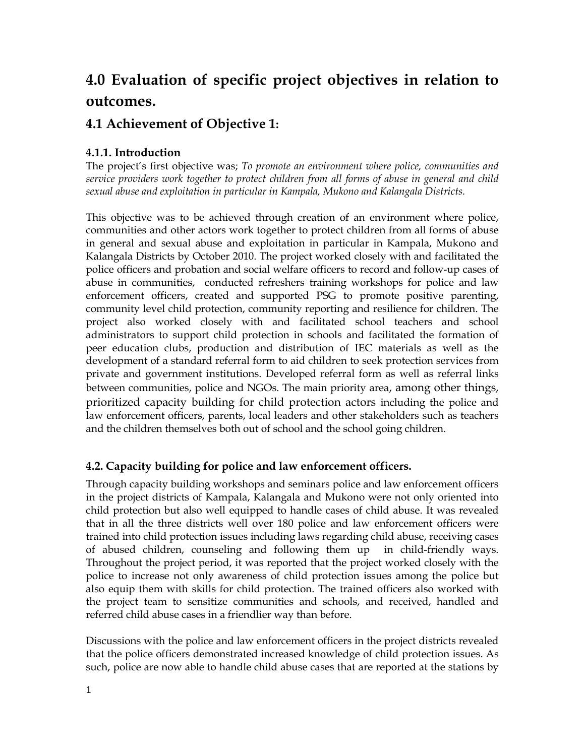# 4.0 Evaluation of specific project objectives in relation to outcomes.

## 4.1 Achievement of Objective 1:

### 4.1.1. Introduction

The project's first objective was; *To promote an environment where police, communities and service providers work together to protect children from all forms of abuse in general and child sexual abuse and exploitation in particular in Kampala, Mukono and Kalangala Districts.*

This objective was to be achieved through creation of an environment where police, communities and other actors work together to protect children from all forms of abuse in general and sexual abuse and exploitation in particular in Kampala, Mukono and Kalangala Districts by October 2010. The project worked closely with and facilitated the police officers and probation and social welfare officers to record and follow-up cases of abuse in communities, conducted refreshers training workshops for police and law enforcement officers, created and supported PSG to promote positive parenting, community level child protection, community reporting and resilience for children. The project also worked closely with and facilitated school teachers and school administrators to support child protection in schools and facilitated the formation of peer education clubs, production and distribution of IEC materials as well as the development of a standard referral form to aid children to seek protection services from private and government institutions. Developed referral form as well as referral links between communities, police and NGOs. The main priority area, among other things, prioritized capacity building for child protection actors including the police and law enforcement officers, parents, local leaders and other stakeholders such as teachers and the children themselves both out of school and the school going children.

### 4.2. Capacity building for police and law enforcement officers.

Through capacity building workshops and seminars police and law enforcement officers in the project districts of Kampala, Kalangala and Mukono were not only oriented into child protection but also well equipped to handle cases of child abuse. It was revealed that in all the three districts well over 180 police and law enforcement officers were trained into child protection issues including laws regarding child abuse, receiving cases of abused children, counseling and following them up in child-friendly ways. Throughout the project period, it was reported that the project worked closely with the police to increase not only awareness of child protection issues among the police but also equip them with skills for child protection. The trained officers also worked with the project team to sensitize communities and schools, and received, handled and referred child abuse cases in a friendlier way than before.

Discussions with the police and law enforcement officers in the project districts revealed that the police officers demonstrated increased knowledge of child protection issues. As such, police are now able to handle child abuse cases that are reported at the stations by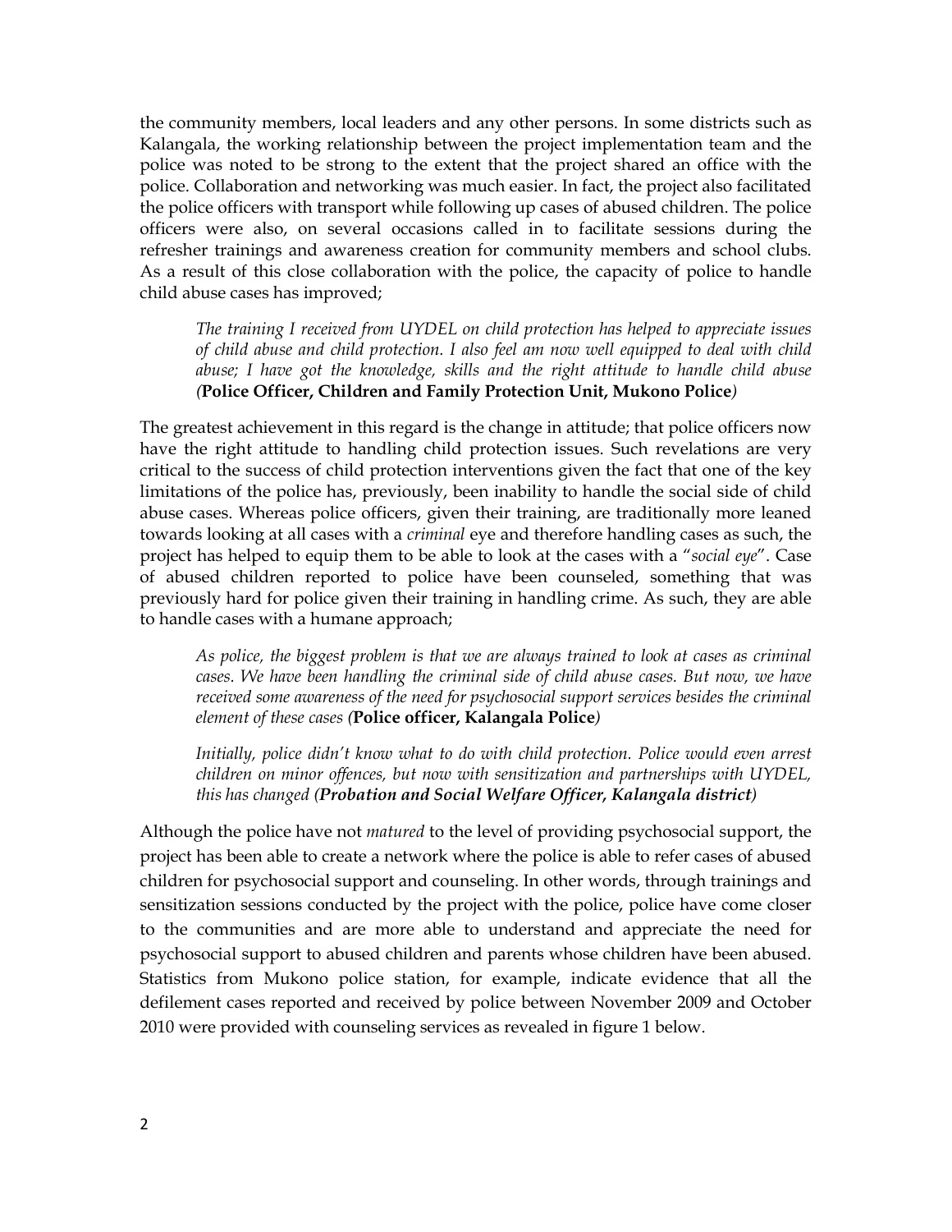the community members, local leaders and any other persons. In some districts such as Kalangala, the working relationship between the project implementation team and the police was noted to be strong to the extent that the project shared an office with the police. Collaboration and networking was much easier. In fact, the project also facilitated the police officers with transport while following up cases of abused children. The police officers were also, on several occasions called in to facilitate sessions during the refresher trainings and awareness creation for community members and school clubs. As a result of this close collaboration with the police, the capacity of police to handle child abuse cases has improved;

> *The training I received from UYDEL on child protection has helped to appreciate issues of child abuse and child protection. I also feel am now well equipped to deal with child abuse; I have got the knowledge, skills and the right attitude to handle child abuse (***Police Officer, Children and Family Protection Unit, Mukono Police***)*

The greatest achievement in this regard is the change in attitude; that police officers now have the right attitude to handling child protection issues. Such revelations are very critical to the success of child protection interventions given the fact that one of the key limitations of the police has, previously, been inability to handle the social side of child abuse cases. Whereas police officers, given their training, are traditionally more leaned towards looking at all cases with a *criminal* eye and therefore handling cases as such, the project has helped to equip them to be able to look at the cases with a "*social eye*". Case of abused children reported to police have been counseled, something that was previously hard for police given their training in handling crime. As such, they are able to handle cases with a humane approach;

> *As police, the biggest problem is that we are always trained to look at cases as criminal cases. We have been handling the criminal side of child abuse cases. But now, we have received some awareness of the need for psychosocial support services besides the criminal element of these cases (***Police officer, Kalangala Police***)*

> *Initially, police didn't know what to do with child protection. Police would even arrest children on minor offences, but now with sensitization and partnerships with UYDEL, this has changed (****Probation and Social Welfare Officer, Kalangala district****)*

Although the police have not *matured* to the level of providing psychosocial support, the project has been able to create a network where the police is able to refer cases of abused children for psychosocial support and counseling. In other words, through trainings and sensitization sessions conducted by the project with the police, police have come closer to the communities and are more able to understand and appreciate the need for psychosocial support to abused children and parents whose children have been abused. Statistics from Mukono police station, for example, indicate evidence that all the defilement cases reported and received by police between November 2009 and October 2010 were provided with counseling services as revealed in figure 1 below.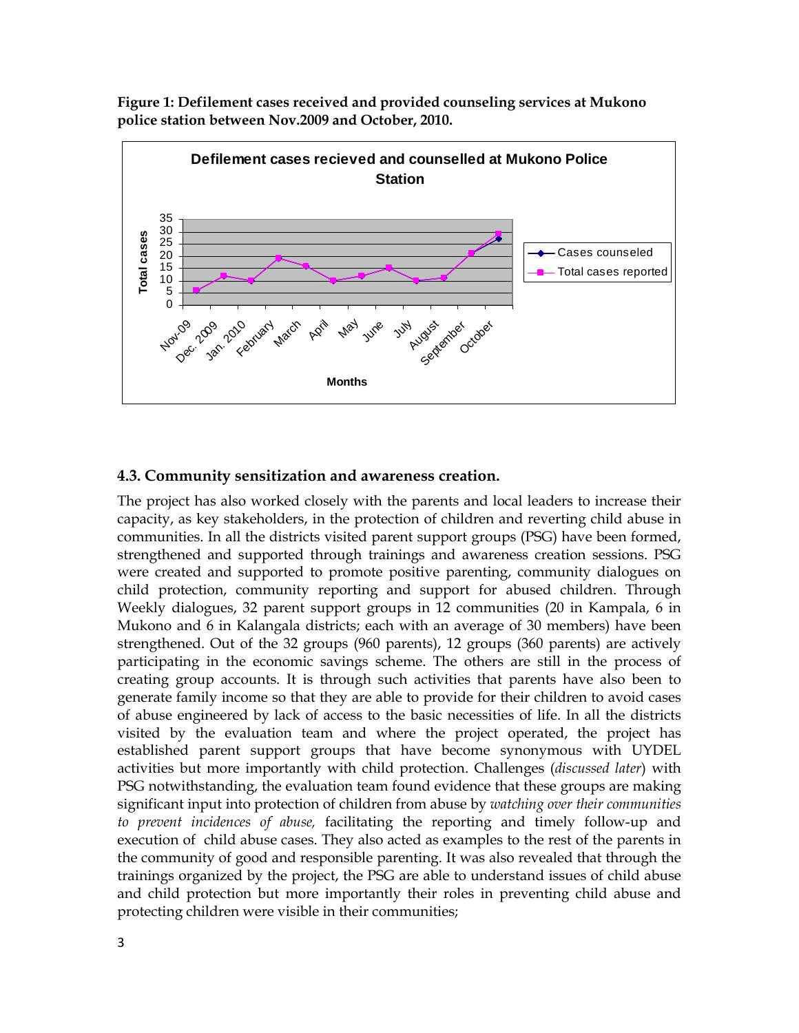**Figure 1: Defilement cases received and provided counseling services at Mukono police station between Nov.2009 and October, 2010.**

### 4.3. Community sensitization and awareness creation.

The project has also worked closely with the parents and local leaders to increase their capacity, as key stakeholders, in the protection of children and reverting child abuse in communities. In all the districts visited parent support groups (PSG) have been formed, strengthened and supported through trainings and awareness creation sessions. PSG were created and supported to promote positive parenting, community dialogues on child protection, community reporting and support for abused children. Through Weekly dialogues, 32 parent support groups in 12 communities (20 in Kampala, 6 in Mukono and 6 in Kalangala districts; each with an average of 30 members) have been strengthened. Out of the 32 groups (960 parents), 12 groups (360 parents) are actively participating in the economic savings scheme. The others are still in the process of creating group accounts. It is through such activities that parents have also been to generate family income so that they are able to provide for their children to avoid cases of abuse engineered by lack of access to the basic necessities of life. In all the districts visited by the evaluation team and where the project operated, the project has established parent support groups that have become synonymous with UYDEL activities but more importantly with child protection. Challenges (*discussed later*) with PSG notwithstanding, the evaluation team found evidence that these groups are making significant input into protection of children from abuse by *watching over their communities to prevent incidences of abuse,* facilitating the reporting and timely follow-up and execution of child abuse cases. They also acted as examples to the rest of the parents in the community of good and responsible parenting. It was also revealed that through the trainings organized by the project, the PSG are able to understand issues of child abuse and child protection but more importantly their roles in preventing child abuse and protecting children were visible in their communities;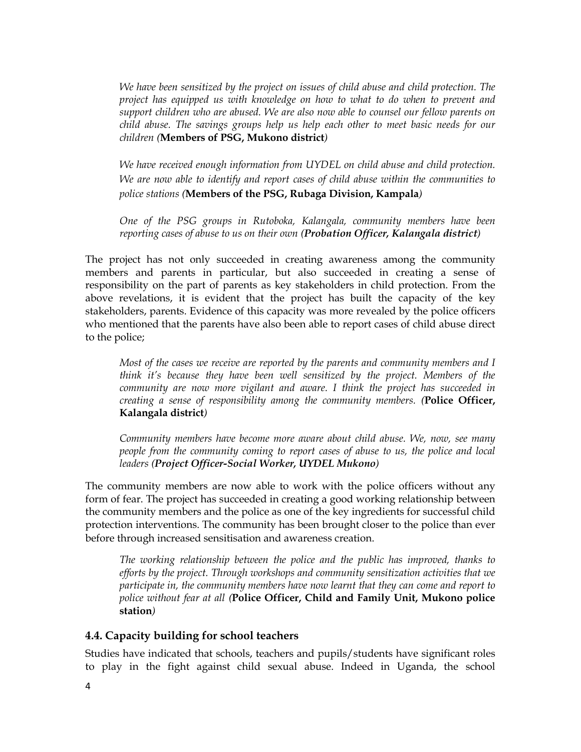*We have been sensitized by the project on issues of child abuse and child protection. The project has equipped us with knowledge on how to what to do when to prevent and support children who are abused. We are also now able to counsel our fellow parents on child abuse. The savings groups help us help each other to meet basic needs for our children (***Members of PSG, Mukono district***)*

*We have received enough information from UYDEL on child abuse and child protection. We are now able to identify and report cases of child abuse within the communities to police stations (***Members of the PSG, Rubaga Division, Kampala***)*

*One of the PSG groups in Rutoboka, Kalangala, community members have been reporting cases of abuse to us on their own (***Probation Officer, Kalangala district***)*

The project has not only succeeded in creating awareness among the community members and parents in particular, but also succeeded in creating a sense of responsibility on the part of parents as key stakeholders in child protection. From the above revelations, it is evident that the project has built the capacity of the key stakeholders, parents. Evidence of this capacity was more revealed by the police officers who mentioned that the parents have also been able to report cases of child abuse direct to the police;

*Most of the cases we receive are reported by the parents and community members and I think it's because they have been well sensitized by the project. Members of the community are now more vigilant and aware. I think the project has succeeded in creating a sense of responsibility among the community members. (***Police Officer, Kalangala district***)*

*Community members have become more aware about child abuse. We, now, see many people from the community coming to report cases of abuse to us, the police and local leaders (***Project Officer-Social Worker, UYDEL Mukono***)*

The community members are now able to work with the police officers without any form of fear. The project has succeeded in creating a good working relationship between the community members and the police as one of the key ingredients for successful child protection interventions. The community has been brought closer to the police than ever before through increased sensitisation and awareness creation.

*The working relationship between the police and the public has improved, thanks to efforts by the project. Through workshops and community sensitization activities that we participate in, the community members have now learnt that they can come and report to police without fear at all (***Police Officer, Child and Family Unit, Mukono police station***)*

### 4.4. Capacity building for school teachers

Studies have indicated that schools, teachers and pupils/students have significant roles to play in the fight against child sexual abuse. Indeed in Uganda, the school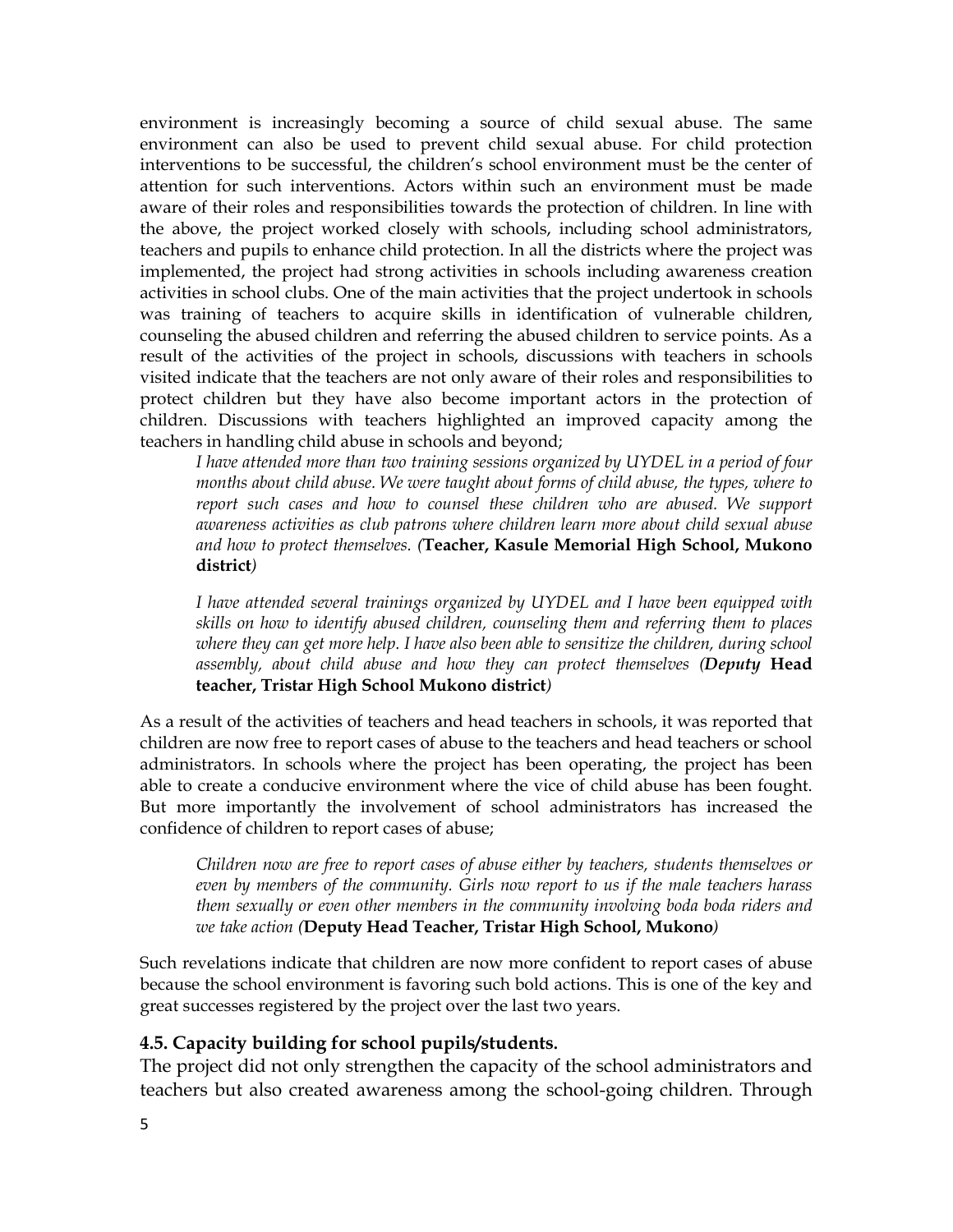environment is increasingly becoming a source of child sexual abuse. The same environment can also be used to prevent child sexual abuse. For child protection interventions to be successful, the children's school environment must be the center of attention for such interventions. Actors within such an environment must be made aware of their roles and responsibilities towards the protection of children. In line with the above, the project worked closely with schools, including school administrators, teachers and pupils to enhance child protection. In all the districts where the project was implemented, the project had strong activities in schools including awareness creation activities in school clubs. One of the main activities that the project undertook in schools was training of teachers to acquire skills in identification of vulnerable children, counseling the abused children and referring the abused children to service points. As a result of the activities of the project in schools, discussions with teachers in schools visited indicate that the teachers are not only aware of their roles and responsibilities to protect children but they have also become important actors in the protection of children. Discussions with teachers highlighted an improved capacity among the teachers in handling child abuse in schools and beyond;

> *I have attended more than two training sessions organized by UYDEL in a period of four months about child abuse. We were taught about forms of child abuse, the types, where to report such cases and how to counsel these children who are abused. We support awareness activities as club patrons where children learn more about child sexual abuse and how to protect themselves. (***Teacher, Kasule Memorial High School, Mukono district***)*
>
> *I have attended several trainings organized by UYDEL and I have been equipped with skills on how to identify abused children, counseling them and referring them to places where they can get more help. I have also been able to sensitize the children, during school assembly, about child abuse and how they can protect themselves (***Deputy* Head teacher, Tristar High School Mukono district***)*

As a result of the activities of teachers and head teachers in schools, it was reported that children are now free to report cases of abuse to the teachers and head teachers or school administrators. In schools where the project has been operating, the project has been able to create a conducive environment where the vice of child abuse has been fought. But more importantly the involvement of school administrators has increased the confidence of children to report cases of abuse;

> *Children now are free to report cases of abuse either by teachers, students themselves or even by members of the community. Girls now report to us if the male teachers harass them sexually or even other members in the community involving boda boda riders and we take action (***Deputy Head Teacher, Tristar High School, Mukono***)*

Such revelations indicate that children are now more confident to report cases of abuse because the school environment is favoring such bold actions. This is one of the key and great successes registered by the project over the last two years.

### 4.5. Capacity building for school pupils/students.

The project did not only strengthen the capacity of the school administrators and teachers but also created awareness among the school-going children. Through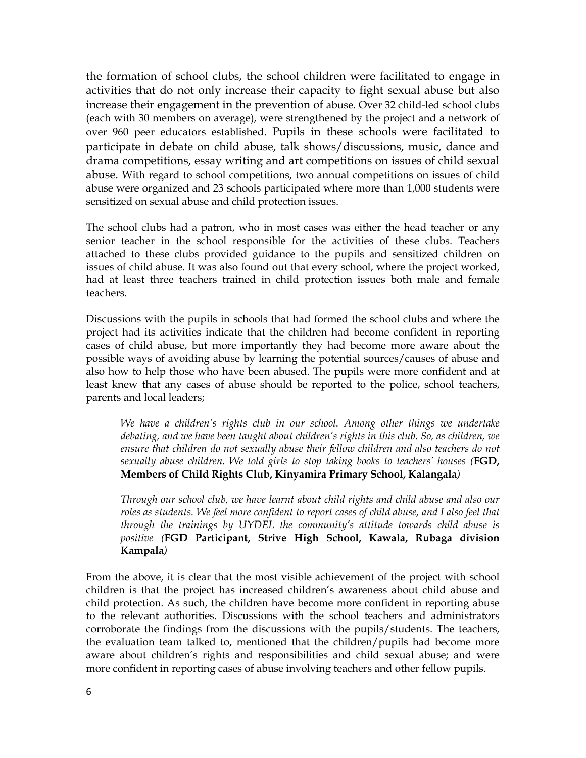the formation of school clubs, the school children were facilitated to engage in activities that do not only increase their capacity to fight sexual abuse but also increase their engagement in the prevention of abuse. Over 32 child-led school clubs (each with 30 members on average), were strengthened by the project and a network of over 960 peer educators established. Pupils in these schools were facilitated to participate in debate on child abuse, talk shows/discussions, music, dance and drama competitions, essay writing and art competitions on issues of child sexual abuse. With regard to school competitions, two annual competitions on issues of child abuse were organized and 23 schools participated where more than 1,000 students were sensitized on sexual abuse and child protection issues.

The school clubs had a patron, who in most cases was either the head teacher or any senior teacher in the school responsible for the activities of these clubs. Teachers attached to these clubs provided guidance to the pupils and sensitized children on issues of child abuse. It was also found out that every school, where the project worked, had at least three teachers trained in child protection issues both male and female teachers.

Discussions with the pupils in schools that had formed the school clubs and where the project had its activities indicate that the children had become confident in reporting cases of child abuse, but more importantly they had become more aware about the possible ways of avoiding abuse by learning the potential sources/causes of abuse and also how to help those who have been abused. The pupils were more confident and at least knew that any cases of abuse should be reported to the police, school teachers, parents and local leaders;

> *We have a children's rights club in our school. Among other things we undertake debating, and we have been taught about children's rights in this club. So, as children, we ensure that children do not sexually abuse their fellow children and also teachers do not sexually abuse children. We told girls to stop taking books to teachers' houses (***FGD, Members of Child Rights Club, Kinyamira Primary School, Kalangala***)*

> *Through our school club, we have learnt about child rights and child abuse and also our roles as students. We feel more confident to report cases of child abuse, and I also feel that through the trainings by UYDEL the community's attitude towards child abuse is positive (***FGD Participant, Strive High School, Kawala, Rubaga division Kampala***)*

From the above, it is clear that the most visible achievement of the project with school children is that the project has increased children's awareness about child abuse and child protection. As such, the children have become more confident in reporting abuse to the relevant authorities. Discussions with the school teachers and administrators corroborate the findings from the discussions with the pupils/students. The teachers, the evaluation team talked to, mentioned that the children/pupils had become more aware about children's rights and responsibilities and child sexual abuse; and were more confident in reporting cases of abuse involving teachers and other fellow pupils.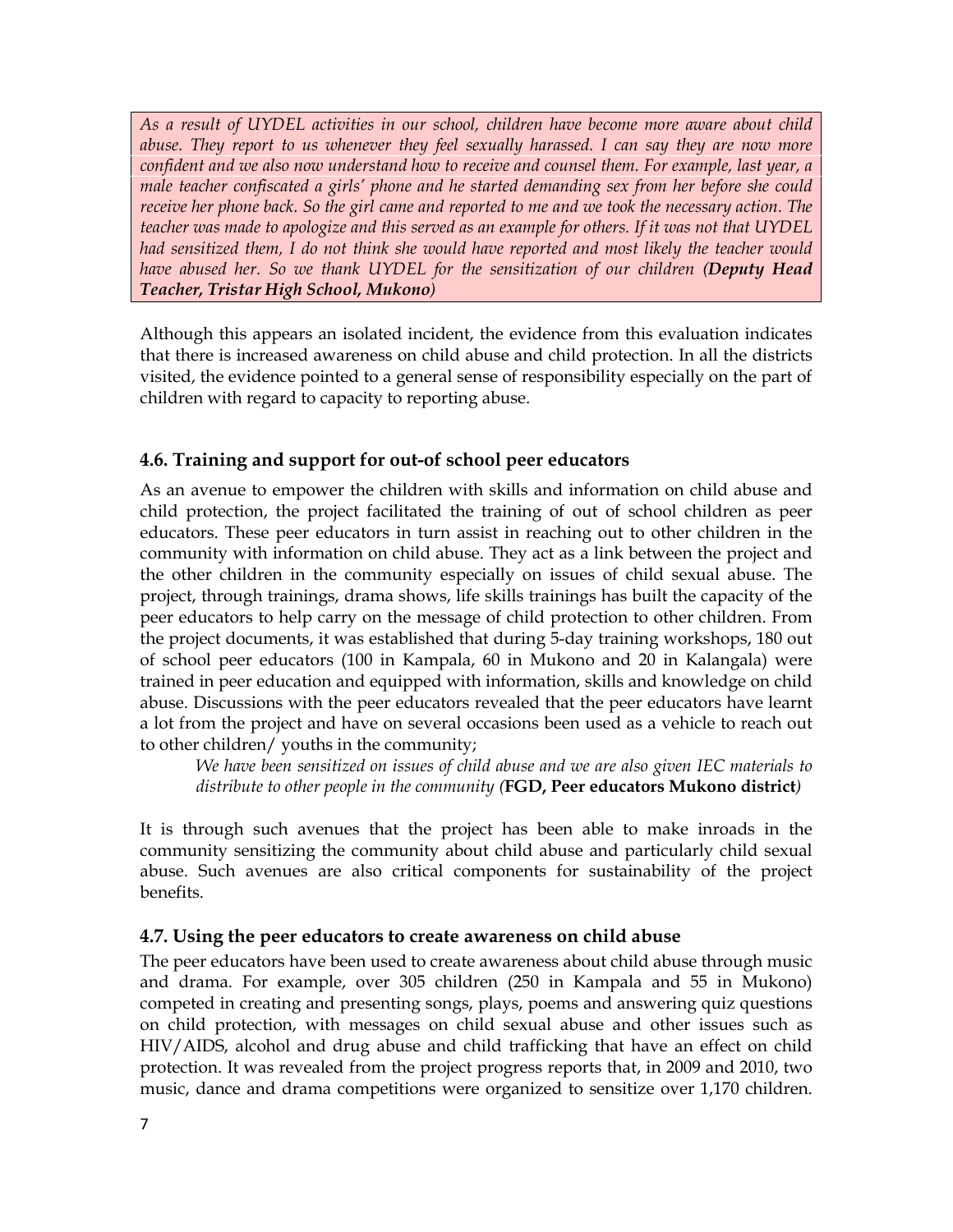*As a result of UYDEL activities in our school, children have become more aware about child abuse. They report to us whenever they feel sexually harassed. I can say they are now more confident and we also now understand how to receive and counsel them. For example, last year, a male teacher confiscated a girls' phone and he started demanding sex from her before she could receive her phone back. So the girl came and reported to me and we took the necessary action. The teacher was made to apologize and this served as an example for others. If it was not that UYDEL had sensitized them, I do not think she would have reported and most likely the teacher would have abused her. So we thank UYDEL for the sensitization of our children (**Deputy Head Teacher, Tristar High School, Mukono**)*

Although this appears an isolated incident, the evidence from this evaluation indicates that there is increased awareness on child abuse and child protection. In all the districts visited, the evidence pointed to a general sense of responsibility especially on the part of children with regard to capacity to reporting abuse.

### 4.6. Training and support for out-of school peer educators

As an avenue to empower the children with skills and information on child abuse and child protection, the project facilitated the training of out of school children as peer educators. These peer educators in turn assist in reaching out to other children in the community with information on child abuse. They act as a link between the project and the other children in the community especially on issues of child sexual abuse. The project, through trainings, drama shows, life skills trainings has built the capacity of the peer educators to help carry on the message of child protection to other children. From the project documents, it was established that during 5-day training workshops, 180 out of school peer educators (100 in Kampala, 60 in Mukono and 20 in Kalangala) were trained in peer education and equipped with information, skills and knowledge on child abuse. Discussions with the peer educators revealed that the peer educators have learnt a lot from the project and have on several occasions been used as a vehicle to reach out to other children/ youths in the community;

> *We have been sensitized on issues of child abuse and we are also given IEC materials to distribute to other people in the community (***FGD, Peer educators Mukono district***)*

It is through such avenues that the project has been able to make inroads in the community sensitizing the community about child abuse and particularly child sexual abuse. Such avenues are also critical components for sustainability of the project benefits.

### 4.7. Using the peer educators to create awareness on child abuse

The peer educators have been used to create awareness about child abuse through music and drama. For example, over 305 children (250 in Kampala and 55 in Mukono) competed in creating and presenting songs, plays, poems and answering quiz questions on child protection, with messages on child sexual abuse and other issues such as HIV/AIDS, alcohol and drug abuse and child trafficking that have an effect on child protection. It was revealed from the project progress reports that, in 2009 and 2010, two music, dance and drama competitions were organized to sensitize over 1,170 children.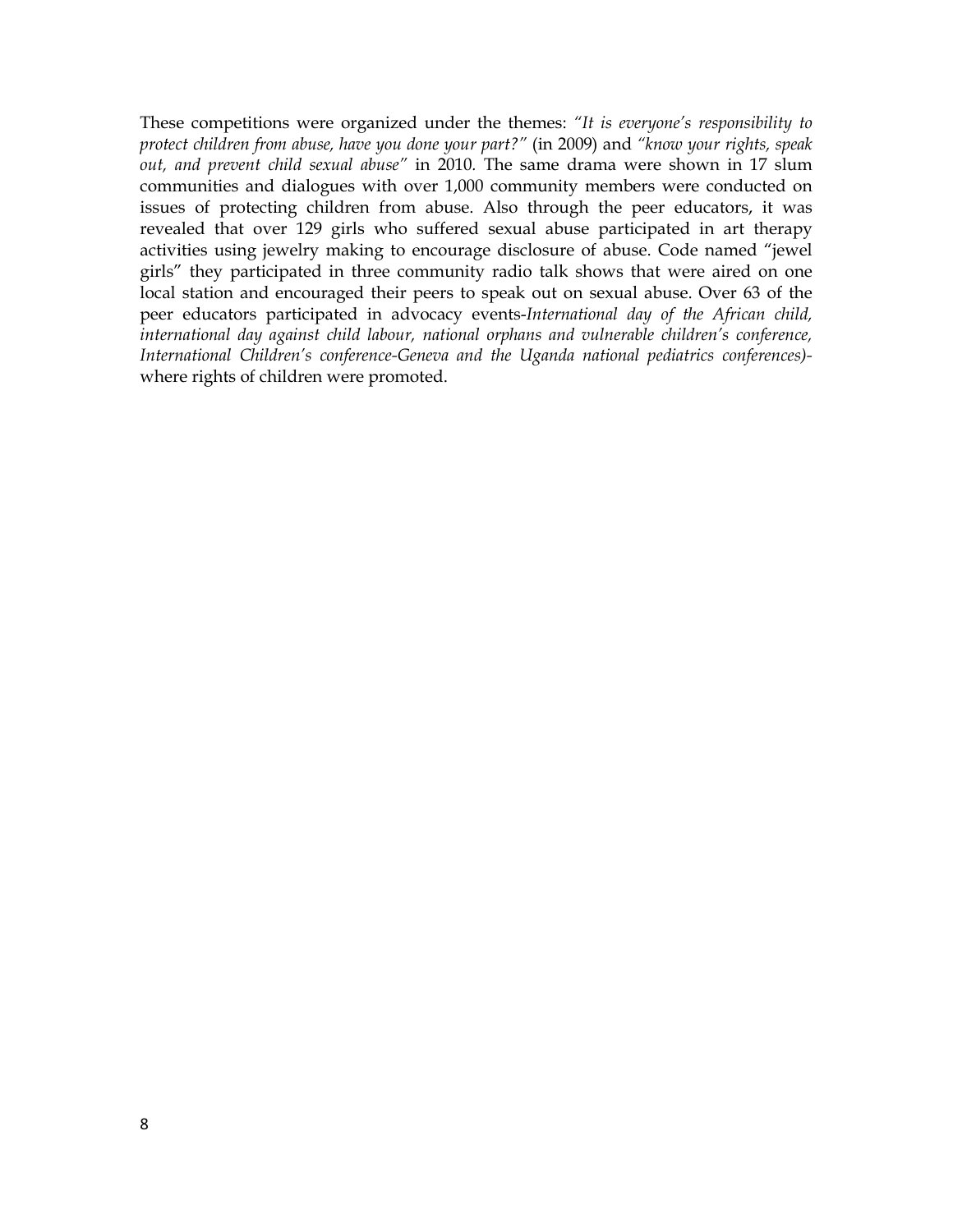These competitions were organized under the themes: *"It is everyone's responsibility to protect children from abuse, have you done your part?"* (in 2009) and *"know your rights, speak out, and prevent child sexual abuse"* in 2010. The same drama were shown in 17 slum communities and dialogues with over 1,000 community members were conducted on issues of protecting children from abuse. Also through the peer educators, it was revealed that over 129 girls who suffered sexual abuse participated in art therapy activities using jewelry making to encourage disclosure of abuse. Code named "jewel girls" they participated in three community radio talk shows that were aired on one local station and encouraged their peers to speak out on sexual abuse. Over 63 of the peer educators participated in advocacy events-*International day of the African child, international day against child labour, national orphans and vulnerable children's conference, International Children's conference-Geneva and the Uganda national pediatrics conferences)-* where rights of children were promoted.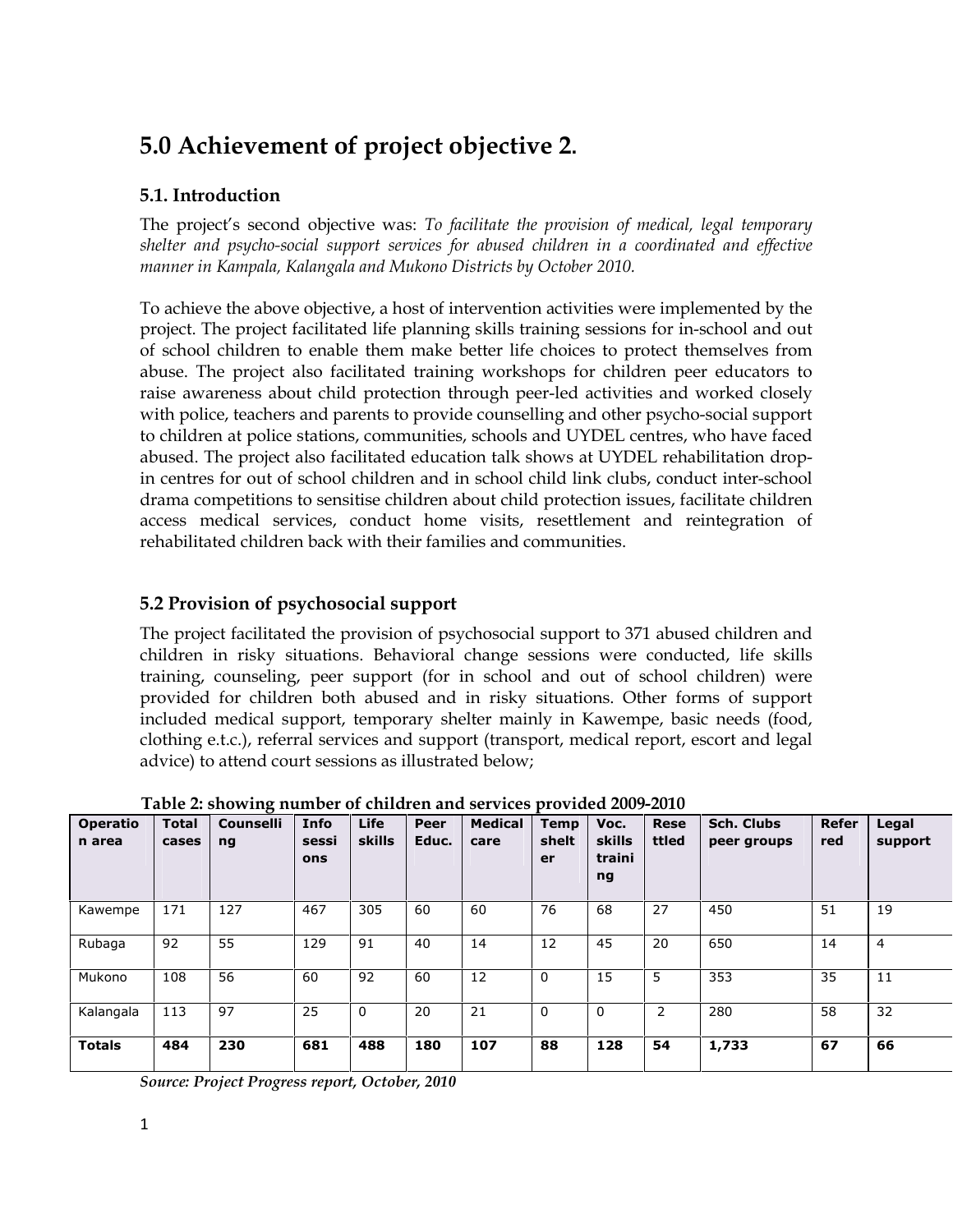# 5.0 Achievement of project objective 2.

## 5.1. Introduction

The project's second objective was: *To facilitate the provision of medical, legal temporary shelter and psycho-social support services for abused children in a coordinated and effective manner in Kampala, Kalangala and Mukono Districts by October 2010.*

To achieve the above objective, a host of intervention activities were implemented by the project. The project facilitated life planning skills training sessions for in-school and out of school children to enable them make better life choices to protect themselves from abuse. The project also facilitated training workshops for children peer educators to raise awareness about child protection through peer-led activities and worked closely with police, teachers and parents to provide counselling and other psycho-social support to children at police stations, communities, schools and UYDEL centres, who have faced abused. The project also facilitated education talk shows at UYDEL rehabilitation drop-in centres for out of school children and in school child link clubs, conduct inter-school drama competitions to sensitise children about child protection issues, facilitate children access medical services, conduct home visits, resettlement and reintegration of rehabilitated children back with their families and communities.

## 5.2 Provision of psychosocial support

The project facilitated the provision of psychosocial support to 371 abused children and children in risky situations. Behavioral change sessions were conducted, life skills training, counseling, peer support (for in school and out of school children) were provided for children both abused and in risky situations. Other forms of support included medical support, temporary shelter mainly in Kawempe, basic needs (food, clothing e.t.c.), referral services and support (transport, medical report, escort and legal advice) to attend court sessions as illustrated below;

**Table 2: showing number of children and services provided 2009-2010**

| Operation area | Total cases | Counselling | Info sessions | Life skills | Peer Educ. | Medical care | Temp shelter | Voc. skills training | Resettled | Sch. Clubs peer groups | Referred | Legal support |
|---|---|---|---|---|---|---|---|---|---|---|---|---|
| Kawempe | 171 | 127 | 467 | 305 | 60 | 60 | 76 | 68 | 27 | 450 | 51 | 19 |
| Rubaga | 92 | 55 | 129 | 91 | 40 | 14 | 12 | 45 | 20 | 650 | 14 | 4 |
| Mukono | 108 | 56 | 60 | 92 | 60 | 12 | 0 | 15 | 5 | 353 | 35 | 11 |
| Kalangala | 113 | 97 | 25 | 0 | 20 | 21 | 0 | 0 | 2 | 280 | 58 | 32 |
| **Totals** | **484** | **230** | **681** | **488** | **180** | **107** | **88** | **128** | **54** | **1,733** | **67** | **66** |

*Source: Project Progress report, October, 2010*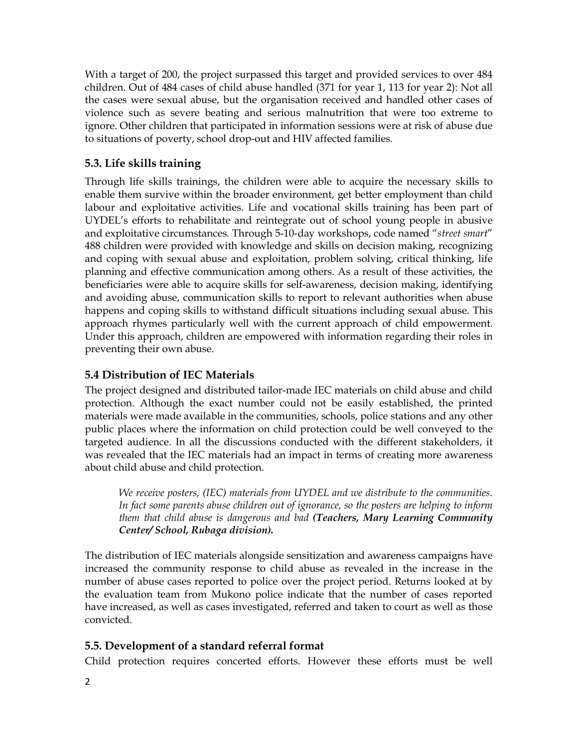With a target of 200, the project surpassed this target and provided services to over 484 children. Out of 484 cases of child abuse handled (371 for year 1, 113 for year 2): Not all the cases were sexual abuse, but the organisation received and handled other cases of violence such as severe beating and serious malnutrition that were too extreme to ignore. Other children that participated in information sessions were at risk of abuse due to situations of poverty, school drop-out and HIV affected families.

## 5.3. Life skills training

Through life skills trainings, the children were able to acquire the necessary skills to enable them survive within the broader environment, get better employment than child labour and exploitative activities. Life and vocational skills training has been part of UYDEL's efforts to rehabilitate and reintegrate out of school young people in abusive and exploitative circumstances. Through 5-10-day workshops, code named "*street smart*" 488 children were provided with knowledge and skills on decision making, recognizing and coping with sexual abuse and exploitation, problem solving, critical thinking, life planning and effective communication among others. As a result of these activities, the beneficiaries were able to acquire skills for self-awareness, decision making, identifying and avoiding abuse, communication skills to report to relevant authorities when abuse happens and coping skills to withstand difficult situations including sexual abuse. This approach rhymes particularly well with the current approach of child empowerment. Under this approach, children are empowered with information regarding their roles in preventing their own abuse.

## 5.4 Distribution of IEC Materials

The project designed and distributed tailor-made IEC materials on child abuse and child protection. Although the exact number could not be easily established, the printed materials were made available in the communities, schools, police stations and any other public places where the information on child protection could be well conveyed to the targeted audience. In all the discussions conducted with the different stakeholders, it was revealed that the IEC materials had an impact in terms of creating more awareness about child abuse and child protection.

> *We receive posters, (IEC) materials from UYDEL and we distribute to the communities. In fact some parents abuse children out of ignorance, so the posters are helping to inform them that child abuse is dangerous and bad* ***(Teachers, Mary Learning Community Center/ School, Rubaga division).***

The distribution of IEC materials alongside sensitization and awareness campaigns have increased the community response to child abuse as revealed in the increase in the number of abuse cases reported to police over the project period. Returns looked at by the evaluation team from Mukono police indicate that the number of cases reported have increased, as well as cases investigated, referred and taken to court as well as those convicted.

## 5.5. Development of a standard referral format

Child protection requires concerted efforts. However these efforts must be well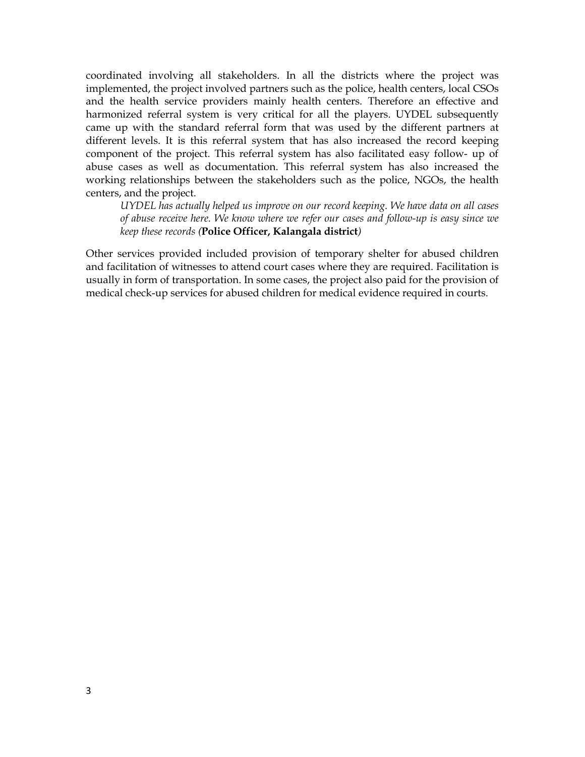coordinated involving all stakeholders. In all the districts where the project was implemented, the project involved partners such as the police, health centers, local CSOs and the health service providers mainly health centers. Therefore an effective and harmonized referral system is very critical for all the players. UYDEL subsequently came up with the standard referral form that was used by the different partners at different levels. It is this referral system that has also increased the record keeping component of the project. This referral system has also facilitated easy follow- up of abuse cases as well as documentation. This referral system has also increased the working relationships between the stakeholders such as the police, NGOs, the health centers, and the project.

> *UYDEL has actually helped us improve on our record keeping. We have data on all cases of abuse receive here. We know where we refer our cases and follow-up is easy since we keep these records (***Police Officer, Kalangala district***)*

Other services provided included provision of temporary shelter for abused children and facilitation of witnesses to attend court cases where they are required. Facilitation is usually in form of transportation. In some cases, the project also paid for the provision of medical check-up services for abused children for medical evidence required in courts.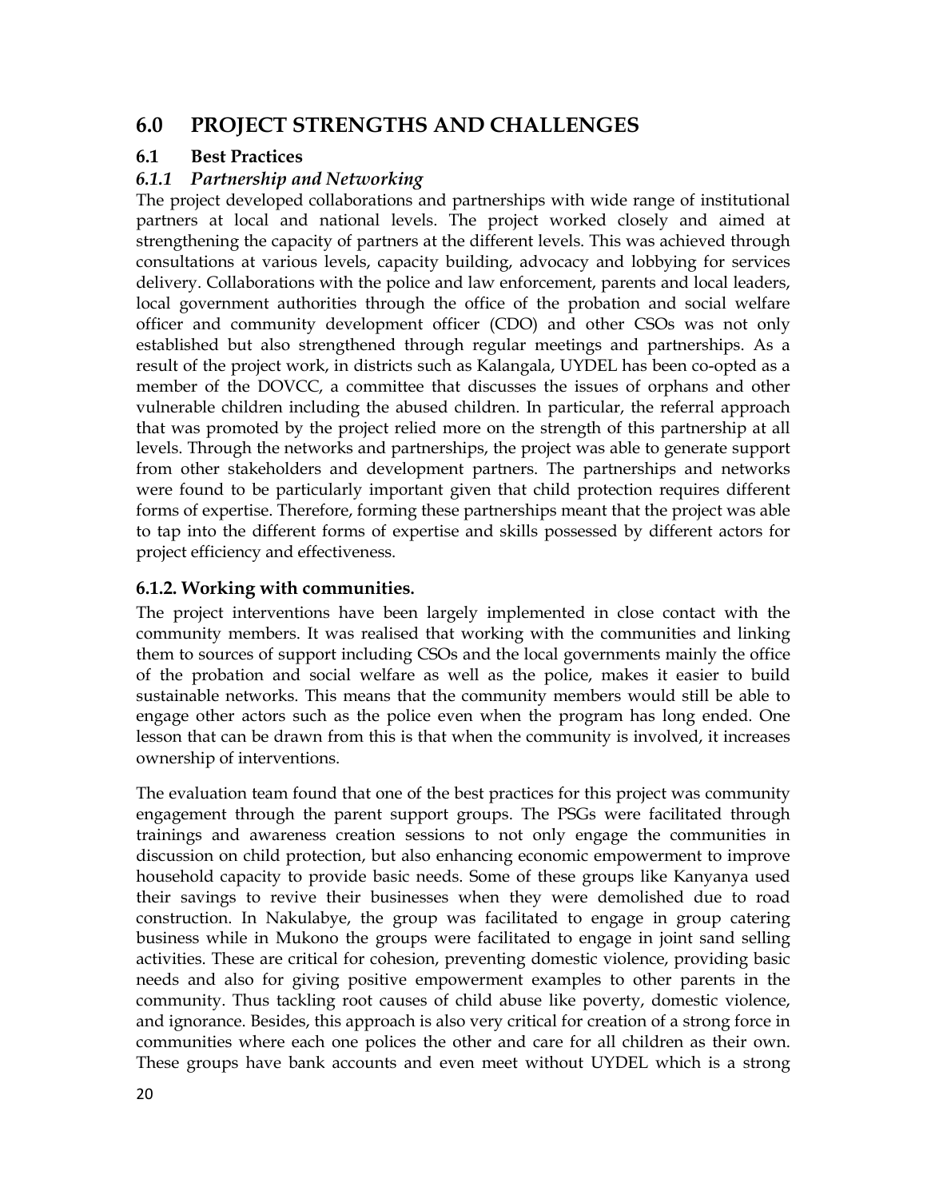# 6.0 PROJECT STRENGTHS AND CHALLENGES

## 6.1 Best Practices

### *6.1.1 Partnership and Networking*

The project developed collaborations and partnerships with wide range of institutional partners at local and national levels. The project worked closely and aimed at strengthening the capacity of partners at the different levels. This was achieved through consultations at various levels, capacity building, advocacy and lobbying for services delivery. Collaborations with the police and law enforcement, parents and local leaders, local government authorities through the office of the probation and social welfare officer and community development officer (CDO) and other CSOs was not only established but also strengthened through regular meetings and partnerships. As a result of the project work, in districts such as Kalangala, UYDEL has been co-opted as a member of the DOVCC, a committee that discusses the issues of orphans and other vulnerable children including the abused children. In particular, the referral approach that was promoted by the project relied more on the strength of this partnership at all levels. Through the networks and partnerships, the project was able to generate support from other stakeholders and development partners. The partnerships and networks were found to be particularly important given that child protection requires different forms of expertise. Therefore, forming these partnerships meant that the project was able to tap into the different forms of expertise and skills possessed by different actors for project efficiency and effectiveness.

### 6.1.2. Working with communities.

The project interventions have been largely implemented in close contact with the community members. It was realised that working with the communities and linking them to sources of support including CSOs and the local governments mainly the office of the probation and social welfare as well as the police, makes it easier to build sustainable networks. This means that the community members would still be able to engage other actors such as the police even when the program has long ended. One lesson that can be drawn from this is that when the community is involved, it increases ownership of interventions.

The evaluation team found that one of the best practices for this project was community engagement through the parent support groups. The PSGs were facilitated through trainings and awareness creation sessions to not only engage the communities in discussion on child protection, but also enhancing economic empowerment to improve household capacity to provide basic needs. Some of these groups like Kanyanya used their savings to revive their businesses when they were demolished due to road construction. In Nakulabye, the group was facilitated to engage in group catering business while in Mukono the groups were facilitated to engage in joint sand selling activities. These are critical for cohesion, preventing domestic violence, providing basic needs and also for giving positive empowerment examples to other parents in the community. Thus tackling root causes of child abuse like poverty, domestic violence, and ignorance. Besides, this approach is also very critical for creation of a strong force in communities where each one polices the other and care for all children as their own. These groups have bank accounts and even meet without UYDEL which is a strong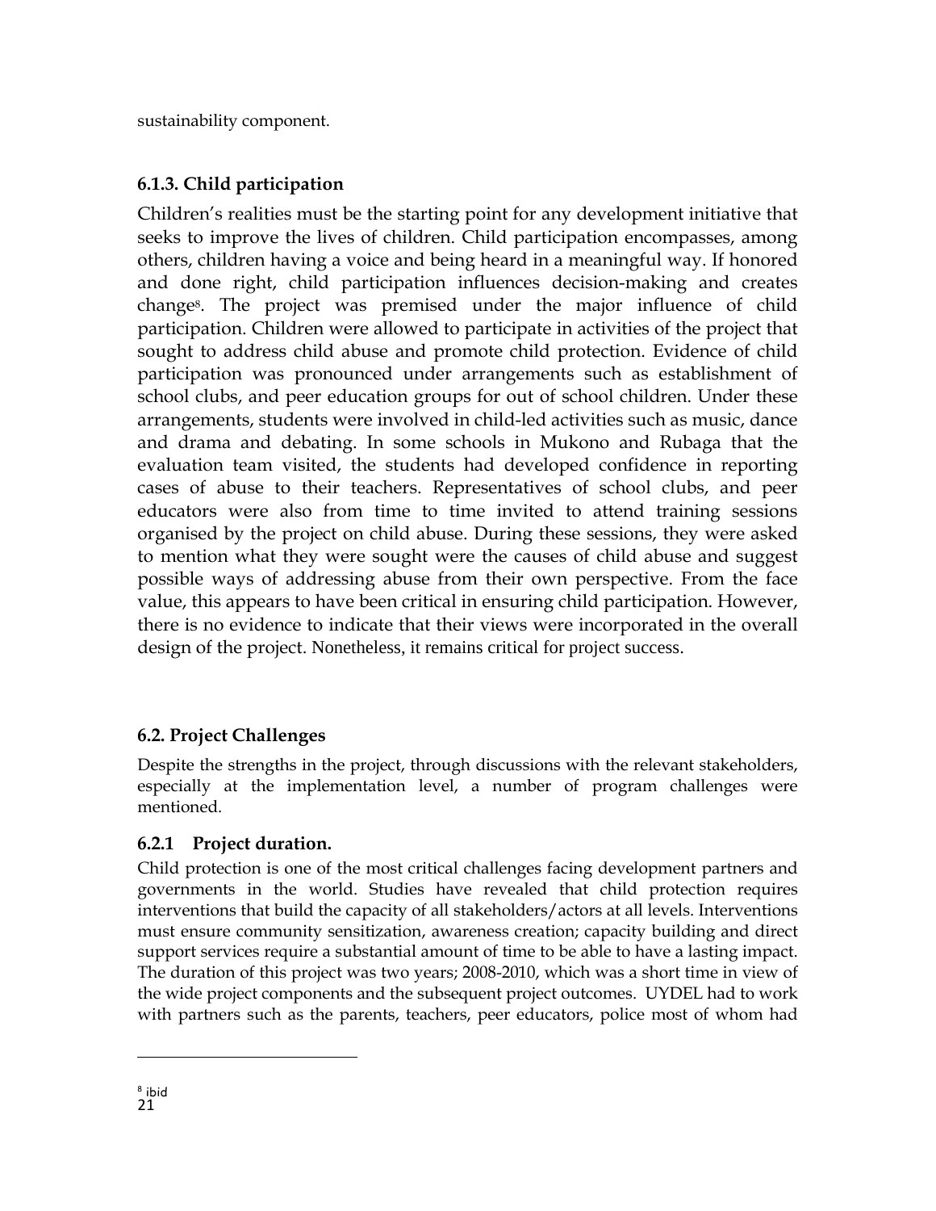sustainability component.

### 6.1.3. Child participation

Children's realities must be the starting point for any development initiative that seeks to improve the lives of children. Child participation encompasses, among others, children having a voice and being heard in a meaningful way. If honored and done right, child participation influences decision-making and creates change[8]. The project was premised under the major influence of child participation. Children were allowed to participate in activities of the project that sought to address child abuse and promote child protection. Evidence of child participation was pronounced under arrangements such as establishment of school clubs, and peer education groups for out of school children. Under these arrangements, students were involved in child-led activities such as music, dance and drama and debating. In some schools in Mukono and Rubaga that the evaluation team visited, the students had developed confidence in reporting cases of abuse to their teachers. Representatives of school clubs, and peer educators were also from time to time invited to attend training sessions organised by the project on child abuse. During these sessions, they were asked to mention what they were sought were the causes of child abuse and suggest possible ways of addressing abuse from their own perspective. From the face value, this appears to have been critical in ensuring child participation. However, there is no evidence to indicate that their views were incorporated in the overall design of the project. Nonetheless, it remains critical for project success.

## 6.2. Project Challenges

Despite the strengths in the project, through discussions with the relevant stakeholders, especially at the implementation level, a number of program challenges were mentioned.

### 6.2.1 Project duration.

Child protection is one of the most critical challenges facing development partners and governments in the world. Studies have revealed that child protection requires interventions that build the capacity of all stakeholders/actors at all levels. Interventions must ensure community sensitization, awareness creation; capacity building and direct support services require a substantial amount of time to be able to have a lasting impact. The duration of this project was two years; 2008-2010, which was a short time in view of the wide project components and the subsequent project outcomes. UYDEL had to work with partners such as the parents, teachers, peer educators, police most of whom had

[8] ibid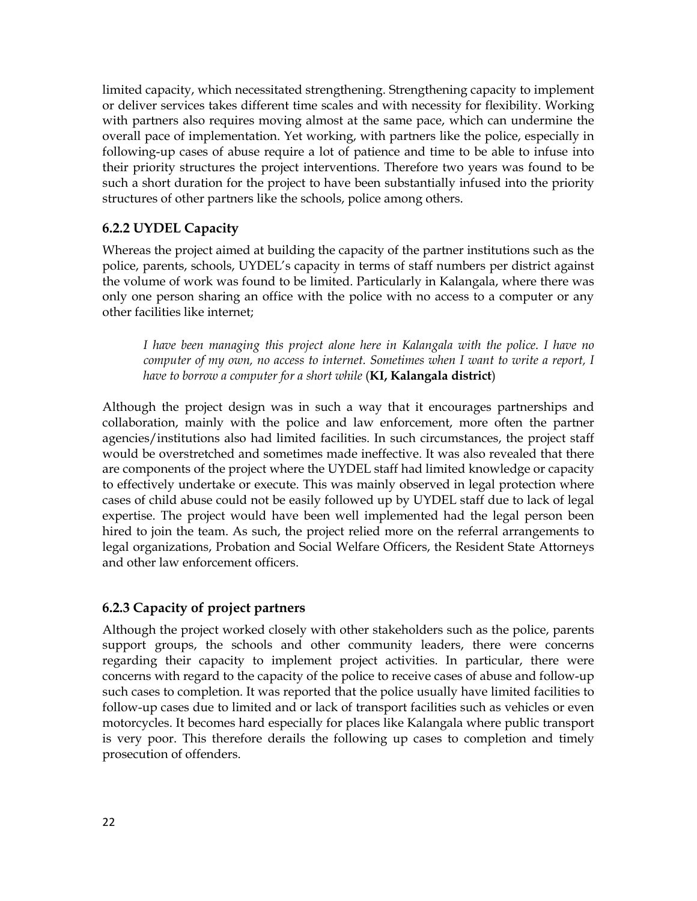limited capacity, which necessitated strengthening. Strengthening capacity to implement or deliver services takes different time scales and with necessity for flexibility. Working with partners also requires moving almost at the same pace, which can undermine the overall pace of implementation. Yet working, with partners like the police, especially in following-up cases of abuse require a lot of patience and time to be able to infuse into their priority structures the project interventions. Therefore two years was found to be such a short duration for the project to have been substantially infused into the priority structures of other partners like the schools, police among others.

### 6.2.2 UYDEL Capacity

Whereas the project aimed at building the capacity of the partner institutions such as the police, parents, schools, UYDEL's capacity in terms of staff numbers per district against the volume of work was found to be limited. Particularly in Kalangala, where there was only one person sharing an office with the police with no access to a computer or any other facilities like internet;

> *I have been managing this project alone here in Kalangala with the police. I have no computer of my own, no access to internet. Sometimes when I want to write a report, I have to borrow a computer for a short while* (**KI, Kalangala district**)

Although the project design was in such a way that it encourages partnerships and collaboration, mainly with the police and law enforcement, more often the partner agencies/institutions also had limited facilities. In such circumstances, the project staff would be overstretched and sometimes made ineffective. It was also revealed that there are components of the project where the UYDEL staff had limited knowledge or capacity to effectively undertake or execute. This was mainly observed in legal protection where cases of child abuse could not be easily followed up by UYDEL staff due to lack of legal expertise. The project would have been well implemented had the legal person been hired to join the team. As such, the project relied more on the referral arrangements to legal organizations, Probation and Social Welfare Officers, the Resident State Attorneys and other law enforcement officers.

### 6.2.3 Capacity of project partners

Although the project worked closely with other stakeholders such as the police, parents support groups, the schools and other community leaders, there were concerns regarding their capacity to implement project activities. In particular, there were concerns with regard to the capacity of the police to receive cases of abuse and follow-up such cases to completion. It was reported that the police usually have limited facilities to follow-up cases due to limited and or lack of transport facilities such as vehicles or even motorcycles. It becomes hard especially for places like Kalangala where public transport is very poor. This therefore derails the following up cases to completion and timely prosecution of offenders.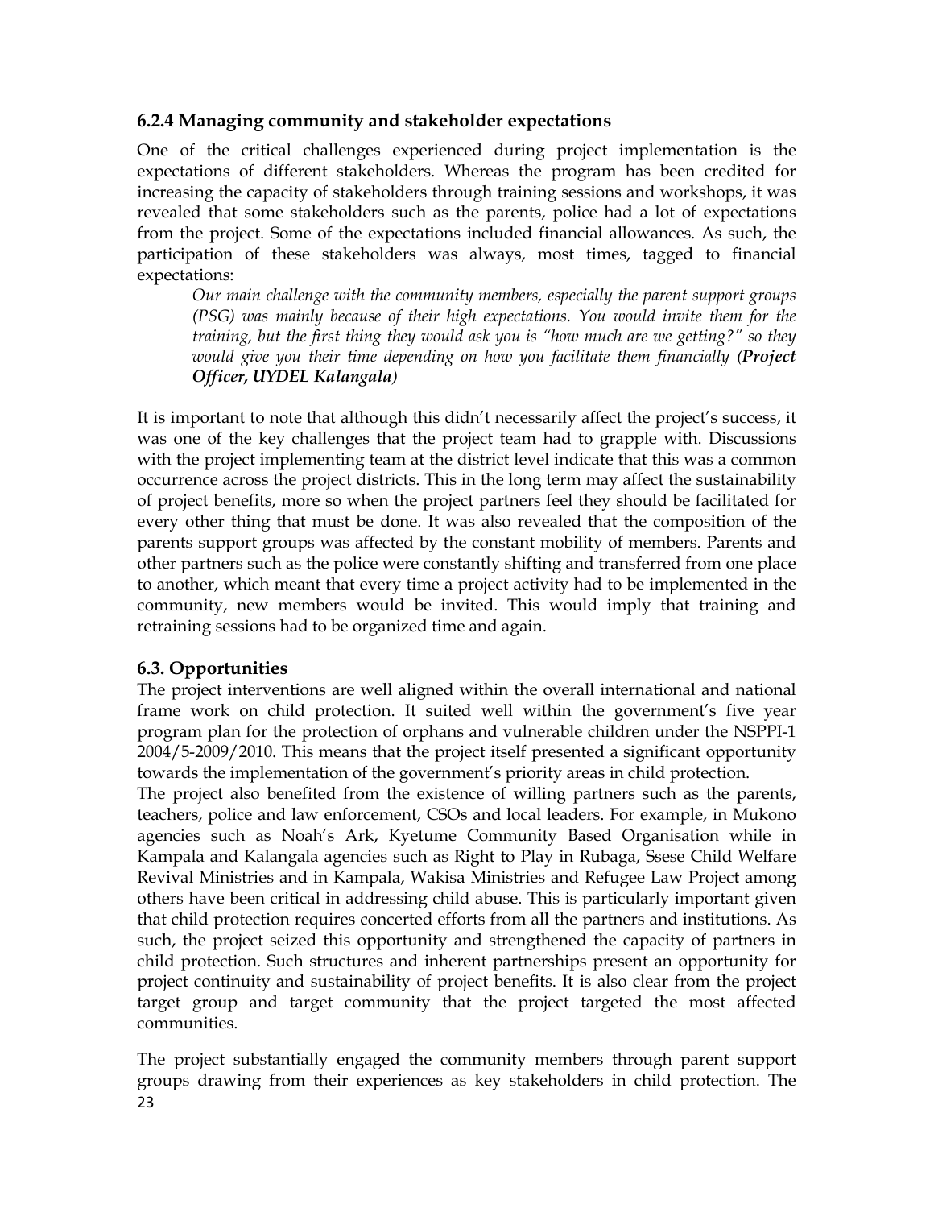### 6.2.4 Managing community and stakeholder expectations

One of the critical challenges experienced during project implementation is the expectations of different stakeholders. Whereas the program has been credited for increasing the capacity of stakeholders through training sessions and workshops, it was revealed that some stakeholders such as the parents, police had a lot of expectations from the project. Some of the expectations included financial allowances. As such, the participation of these stakeholders was always, most times, tagged to financial expectations:

> *Our main challenge with the community members, especially the parent support groups (PSG) was mainly because of their high expectations. You would invite them for the training, but the first thing they would ask you is "how much are we getting?" so they would give you their time depending on how you facilitate them financially (**Project Officer, UYDEL Kalangala**)*

It is important to note that although this didn't necessarily affect the project's success, it was one of the key challenges that the project team had to grapple with. Discussions with the project implementing team at the district level indicate that this was a common occurrence across the project districts. This in the long term may affect the sustainability of project benefits, more so when the project partners feel they should be facilitated for every other thing that must be done. It was also revealed that the composition of the parents support groups was affected by the constant mobility of members. Parents and other partners such as the police were constantly shifting and transferred from one place to another, which meant that every time a project activity had to be implemented in the community, new members would be invited. This would imply that training and retraining sessions had to be organized time and again.

### 6.3. Opportunities

The project interventions are well aligned within the overall international and national frame work on child protection. It suited well within the government's five year program plan for the protection of orphans and vulnerable children under the NSPPI-1 2004/5-2009/2010. This means that the project itself presented a significant opportunity towards the implementation of the government's priority areas in child protection.

The project also benefited from the existence of willing partners such as the parents, teachers, police and law enforcement, CSOs and local leaders. For example, in Mukono agencies such as Noah's Ark, Kyetume Community Based Organisation while in Kampala and Kalangala agencies such as Right to Play in Rubaga, Ssese Child Welfare Revival Ministries and in Kampala, Wakisa Ministries and Refugee Law Project among others have been critical in addressing child abuse. This is particularly important given that child protection requires concerted efforts from all the partners and institutions. As such, the project seized this opportunity and strengthened the capacity of partners in child protection. Such structures and inherent partnerships present an opportunity for project continuity and sustainability of project benefits. It is also clear from the project target group and target community that the project targeted the most affected communities.

The project substantially engaged the community members through parent support groups drawing from their experiences as key stakeholders in child protection. The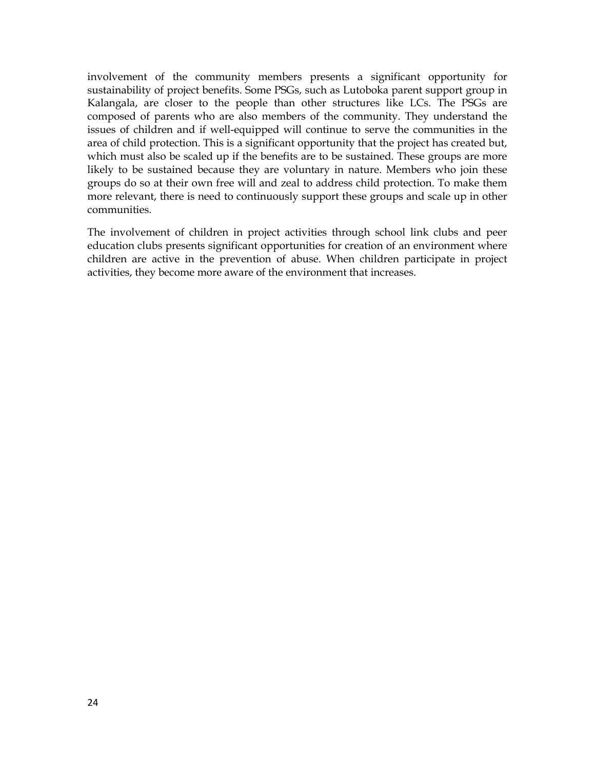involvement of the community members presents a significant opportunity for sustainability of project benefits. Some PSGs, such as Lutoboka parent support group in Kalangala, are closer to the people than other structures like LCs. The PSGs are composed of parents who are also members of the community. They understand the issues of children and if well-equipped will continue to serve the communities in the area of child protection. This is a significant opportunity that the project has created but, which must also be scaled up if the benefits are to be sustained. These groups are more likely to be sustained because they are voluntary in nature. Members who join these groups do so at their own free will and zeal to address child protection. To make them more relevant, there is need to continuously support these groups and scale up in other communities.

The involvement of children in project activities through school link clubs and peer education clubs presents significant opportunities for creation of an environment where children are active in the prevention of abuse. When children participate in project activities, they become more aware of the environment that increases.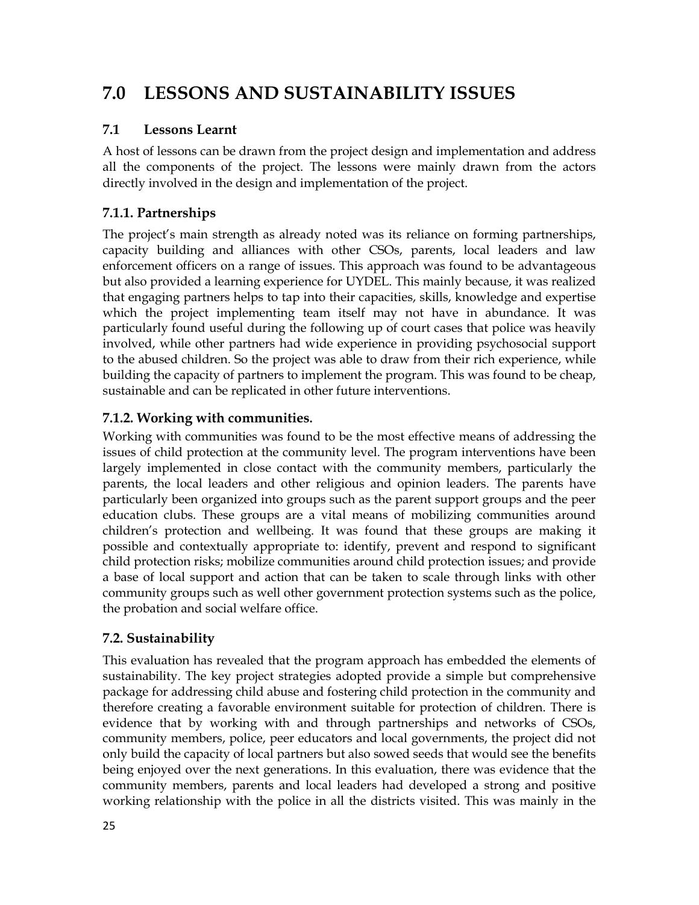# 7.0 LESSONS AND SUSTAINABILITY ISSUES

## 7.1 Lessons Learnt

A host of lessons can be drawn from the project design and implementation and address all the components of the project. The lessons were mainly drawn from the actors directly involved in the design and implementation of the project.

### 7.1.1. Partnerships

The project's main strength as already noted was its reliance on forming partnerships, capacity building and alliances with other CSOs, parents, local leaders and law enforcement officers on a range of issues. This approach was found to be advantageous but also provided a learning experience for UYDEL. This mainly because, it was realized that engaging partners helps to tap into their capacities, skills, knowledge and expertise which the project implementing team itself may not have in abundance. It was particularly found useful during the following up of court cases that police was heavily involved, while other partners had wide experience in providing psychosocial support to the abused children. So the project was able to draw from their rich experience, while building the capacity of partners to implement the program. This was found to be cheap, sustainable and can be replicated in other future interventions.

### 7.1.2. Working with communities.

Working with communities was found to be the most effective means of addressing the issues of child protection at the community level. The program interventions have been largely implemented in close contact with the community members, particularly the parents, the local leaders and other religious and opinion leaders. The parents have particularly been organized into groups such as the parent support groups and the peer education clubs. These groups are a vital means of mobilizing communities around children's protection and wellbeing. It was found that these groups are making it possible and contextually appropriate to: identify, prevent and respond to significant child protection risks; mobilize communities around child protection issues; and provide a base of local support and action that can be taken to scale through links with other community groups such as well other government protection systems such as the police, the probation and social welfare office.

### 7.2. Sustainability

This evaluation has revealed that the program approach has embedded the elements of sustainability. The key project strategies adopted provide a simple but comprehensive package for addressing child abuse and fostering child protection in the community and therefore creating a favorable environment suitable for protection of children. There is evidence that by working with and through partnerships and networks of CSOs, community members, police, peer educators and local governments, the project did not only build the capacity of local partners but also sowed seeds that would see the benefits being enjoyed over the next generations. In this evaluation, there was evidence that the community members, parents and local leaders had developed a strong and positive working relationship with the police in all the districts visited. This was mainly in the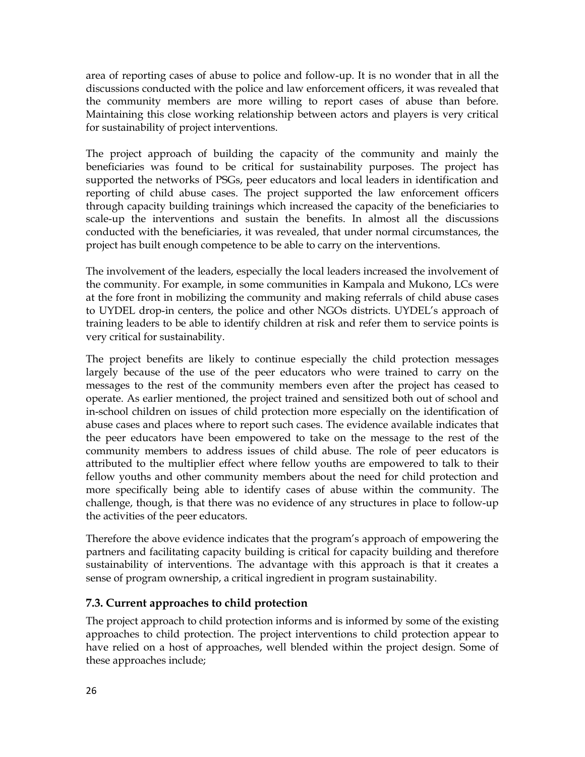area of reporting cases of abuse to police and follow-up. It is no wonder that in all the discussions conducted with the police and law enforcement officers, it was revealed that the community members are more willing to report cases of abuse than before. Maintaining this close working relationship between actors and players is very critical for sustainability of project interventions.

The project approach of building the capacity of the community and mainly the beneficiaries was found to be critical for sustainability purposes. The project has supported the networks of PSGs, peer educators and local leaders in identification and reporting of child abuse cases. The project supported the law enforcement officers through capacity building trainings which increased the capacity of the beneficiaries to scale-up the interventions and sustain the benefits. In almost all the discussions conducted with the beneficiaries, it was revealed, that under normal circumstances, the project has built enough competence to be able to carry on the interventions.

The involvement of the leaders, especially the local leaders increased the involvement of the community. For example, in some communities in Kampala and Mukono, LCs were at the fore front in mobilizing the community and making referrals of child abuse cases to UYDEL drop-in centers, the police and other NGOs districts. UYDEL's approach of training leaders to be able to identify children at risk and refer them to service points is very critical for sustainability.

The project benefits are likely to continue especially the child protection messages largely because of the use of the peer educators who were trained to carry on the messages to the rest of the community members even after the project has ceased to operate. As earlier mentioned, the project trained and sensitized both out of school and in-school children on issues of child protection more especially on the identification of abuse cases and places where to report such cases. The evidence available indicates that the peer educators have been empowered to take on the message to the rest of the community members to address issues of child abuse. The role of peer educators is attributed to the multiplier effect where fellow youths are empowered to talk to their fellow youths and other community members about the need for child protection and more specifically being able to identify cases of abuse within the community. The challenge, though, is that there was no evidence of any structures in place to follow-up the activities of the peer educators.

Therefore the above evidence indicates that the program's approach of empowering the partners and facilitating capacity building is critical for capacity building and therefore sustainability of interventions. The advantage with this approach is that it creates a sense of program ownership, a critical ingredient in program sustainability.

### 7.3. Current approaches to child protection

The project approach to child protection informs and is informed by some of the existing approaches to child protection. The project interventions to child protection appear to have relied on a host of approaches, well blended within the project design. Some of these approaches include;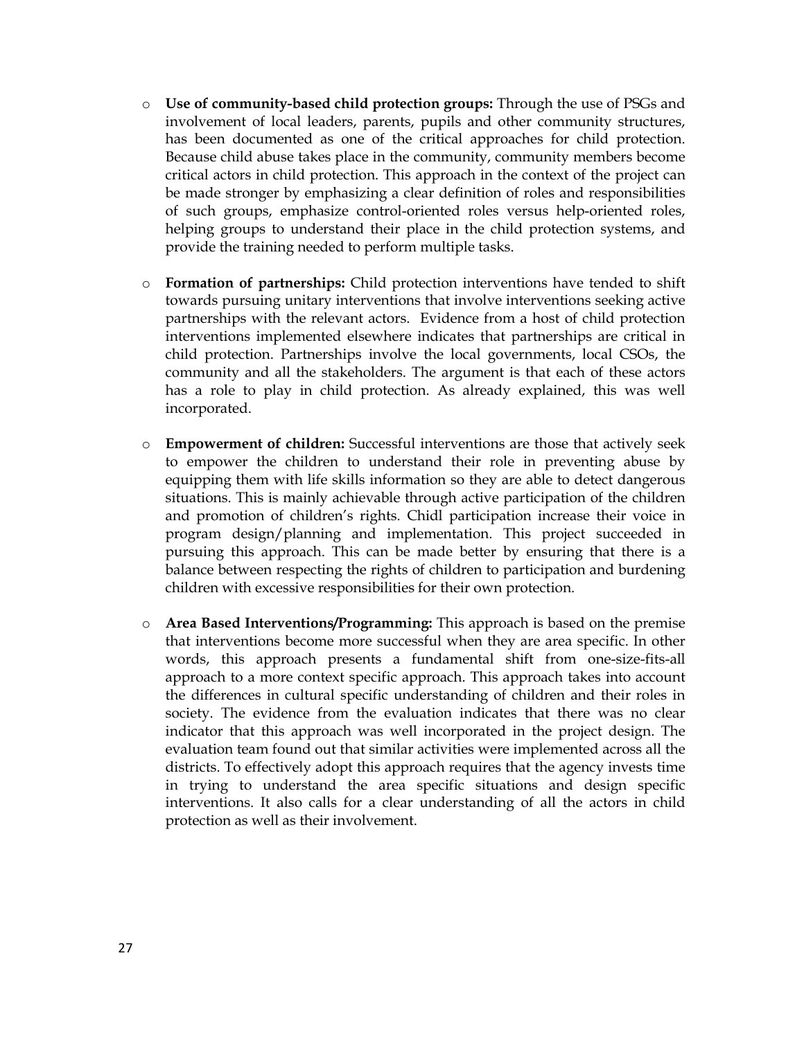- **Use of community-based child protection groups:** Through the use of PSGs and involvement of local leaders, parents, pupils and other community structures, has been documented as one of the critical approaches for child protection. Because child abuse takes place in the community, community members become critical actors in child protection. This approach in the context of the project can be made stronger by emphasizing a clear definition of roles and responsibilities of such groups, emphasize control-oriented roles versus help-oriented roles, helping groups to understand their place in the child protection systems, and provide the training needed to perform multiple tasks.

- **Formation of partnerships:** Child protection interventions have tended to shift towards pursuing unitary interventions that involve interventions seeking active partnerships with the relevant actors. Evidence from a host of child protection interventions implemented elsewhere indicates that partnerships are critical in child protection. Partnerships involve the local governments, local CSOs, the community and all the stakeholders. The argument is that each of these actors has a role to play in child protection. As already explained, this was well incorporated.

- **Empowerment of children:** Successful interventions are those that actively seek to empower the children to understand their role in preventing abuse by equipping them with life skills information so they are able to detect dangerous situations. This is mainly achievable through active participation of the children and promotion of children's rights. Chidl participation increase their voice in program design/planning and implementation. This project succeeded in pursuing this approach. This can be made better by ensuring that there is a balance between respecting the rights of children to participation and burdening children with excessive responsibilities for their own protection.

- **Area Based Interventions/Programming:** This approach is based on the premise that interventions become more successful when they are area specific. In other words, this approach presents a fundamental shift from one-size-fits-all approach to a more context specific approach. This approach takes into account the differences in cultural specific understanding of children and their roles in society. The evidence from the evaluation indicates that there was no clear indicator that this approach was well incorporated in the project design. The evaluation team found out that similar activities were implemented across all the districts. To effectively adopt this approach requires that the agency invests time in trying to understand the area specific situations and design specific interventions. It also calls for a clear understanding of all the actors in child protection as well as their involvement.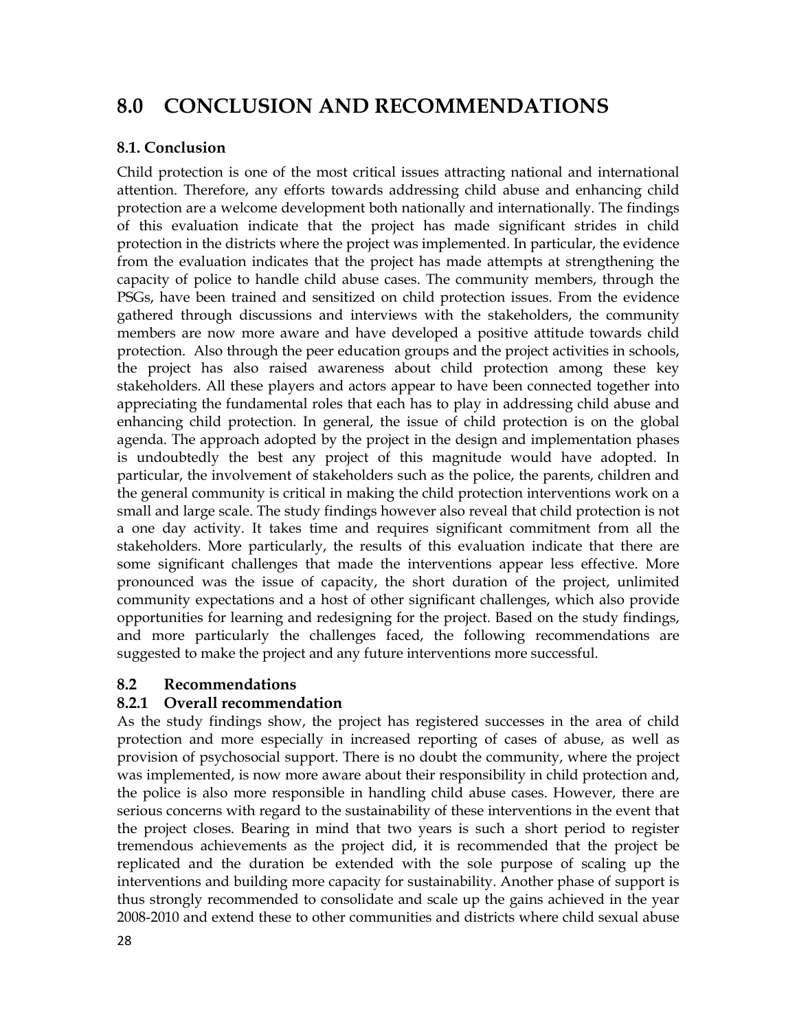# 8.0 CONCLUSION AND RECOMMENDATIONS

## 8.1. Conclusion

Child protection is one of the most critical issues attracting national and international attention. Therefore, any efforts towards addressing child abuse and enhancing child protection are a welcome development both nationally and internationally. The findings of this evaluation indicate that the project has made significant strides in child protection in the districts where the project was implemented. In particular, the evidence from the evaluation indicates that the project has made attempts at strengthening the capacity of police to handle child abuse cases. The community members, through the PSGs, have been trained and sensitized on child protection issues. From the evidence gathered through discussions and interviews with the stakeholders, the community members are now more aware and have developed a positive attitude towards child protection. Also through the peer education groups and the project activities in schools, the project has also raised awareness about child protection among these key stakeholders. All these players and actors appear to have been connected together into appreciating the fundamental roles that each has to play in addressing child abuse and enhancing child protection. In general, the issue of child protection is on the global agenda. The approach adopted by the project in the design and implementation phases is undoubtedly the best any project of this magnitude would have adopted. In particular, the involvement of stakeholders such as the police, the parents, children and the general community is critical in making the child protection interventions work on a small and large scale. The study findings however also reveal that child protection is not a one day activity. It takes time and requires significant commitment from all the stakeholders. More particularly, the results of this evaluation indicate that there are some significant challenges that made the interventions appear less effective. More pronounced was the issue of capacity, the short duration of the project, unlimited community expectations and a host of other significant challenges, which also provide opportunities for learning and redesigning for the project. Based on the study findings, and more particularly the challenges faced, the following recommendations are suggested to make the project and any future interventions more successful.

## 8.2 Recommendations

### 8.2.1 Overall recommendation

As the study findings show, the project has registered successes in the area of child protection and more especially in increased reporting of cases of abuse, as well as provision of psychosocial support. There is no doubt the community, where the project was implemented, is now more aware about their responsibility in child protection and, the police is also more responsible in handling child abuse cases. However, there are serious concerns with regard to the sustainability of these interventions in the event that the project closes. Bearing in mind that two years is such a short period to register tremendous achievements as the project did, it is recommended that the project be replicated and the duration be extended with the sole purpose of scaling up the interventions and building more capacity for sustainability. Another phase of support is thus strongly recommended to consolidate and scale up the gains achieved in the year 2008-2010 and extend these to other communities and districts where child sexual abuse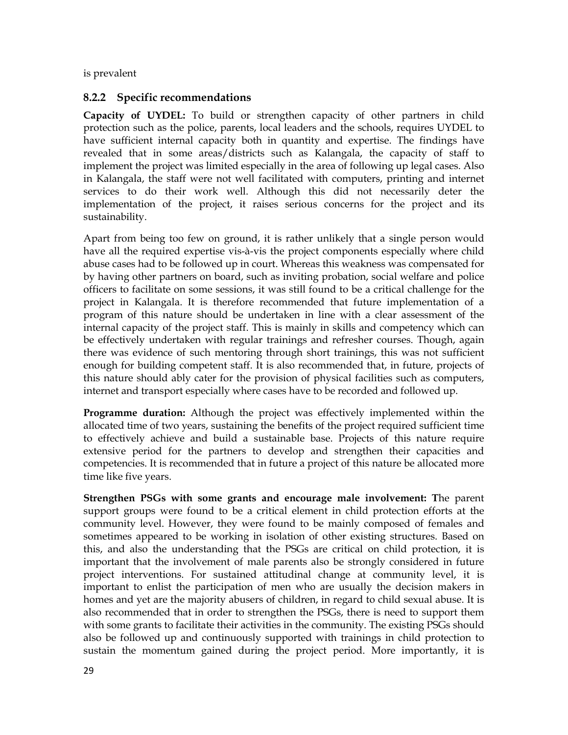is prevalent

### 8.2.2 Specific recommendations

**Capacity of UYDEL:** To build or strengthen capacity of other partners in child protection such as the police, parents, local leaders and the schools, requires UYDEL to have sufficient internal capacity both in quantity and expertise. The findings have revealed that in some areas/districts such as Kalangala, the capacity of staff to implement the project was limited especially in the area of following up legal cases. Also in Kalangala, the staff were not well facilitated with computers, printing and internet services to do their work well. Although this did not necessarily deter the implementation of the project, it raises serious concerns for the project and its sustainability.

Apart from being too few on ground, it is rather unlikely that a single person would have all the required expertise vis-à-vis the project components especially where child abuse cases had to be followed up in court. Whereas this weakness was compensated for by having other partners on board, such as inviting probation, social welfare and police officers to facilitate on some sessions, it was still found to be a critical challenge for the project in Kalangala. It is therefore recommended that future implementation of a program of this nature should be undertaken in line with a clear assessment of the internal capacity of the project staff. This is mainly in skills and competency which can be effectively undertaken with regular trainings and refresher courses. Though, again there was evidence of such mentoring through short trainings, this was not sufficient enough for building competent staff. It is also recommended that, in future, projects of this nature should ably cater for the provision of physical facilities such as computers, internet and transport especially where cases have to be recorded and followed up.

**Programme duration:** Although the project was effectively implemented within the allocated time of two years, sustaining the benefits of the project required sufficient time to effectively achieve and build a sustainable base. Projects of this nature require extensive period for the partners to develop and strengthen their capacities and competencies. It is recommended that in future a project of this nature be allocated more time like five years.

**Strengthen PSGs with some grants and encourage male involvement: T**he parent support groups were found to be a critical element in child protection efforts at the community level. However, they were found to be mainly composed of females and sometimes appeared to be working in isolation of other existing structures. Based on this, and also the understanding that the PSGs are critical on child protection, it is important that the involvement of male parents also be strongly considered in future project interventions. For sustained attitudinal change at community level, it is important to enlist the participation of men who are usually the decision makers in homes and yet are the majority abusers of children, in regard to child sexual abuse. It is also recommended that in order to strengthen the PSGs, there is need to support them with some grants to facilitate their activities in the community. The existing PSGs should also be followed up and continuously supported with trainings in child protection to sustain the momentum gained during the project period. More importantly, it is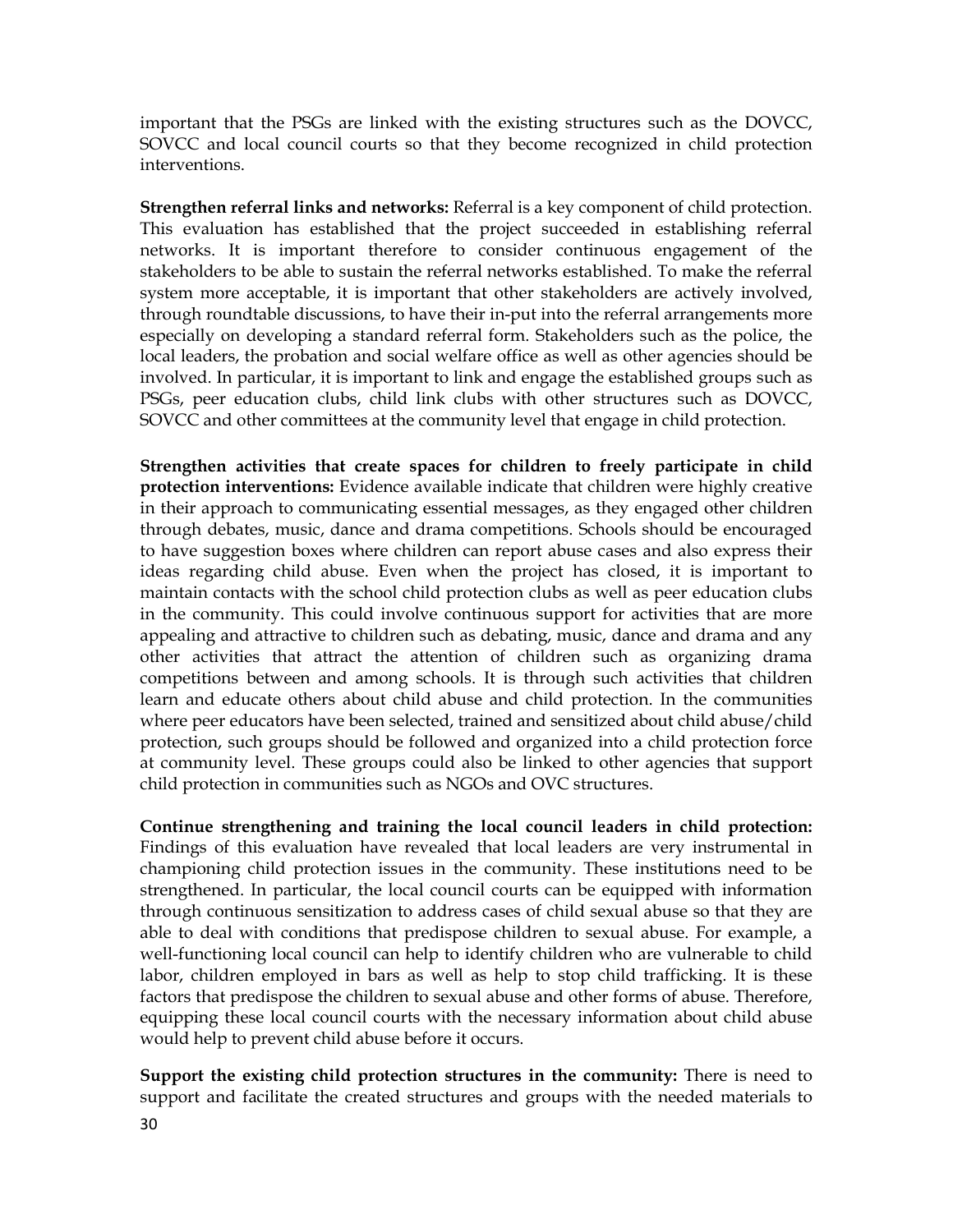important that the PSGs are linked with the existing structures such as the DOVCC, SOVCC and local council courts so that they become recognized in child protection interventions.

**Strengthen referral links and networks:** Referral is a key component of child protection. This evaluation has established that the project succeeded in establishing referral networks. It is important therefore to consider continuous engagement of the stakeholders to be able to sustain the referral networks established. To make the referral system more acceptable, it is important that other stakeholders are actively involved, through roundtable discussions, to have their in-put into the referral arrangements more especially on developing a standard referral form. Stakeholders such as the police, the local leaders, the probation and social welfare office as well as other agencies should be involved. In particular, it is important to link and engage the established groups such as PSGs, peer education clubs, child link clubs with other structures such as DOVCC, SOVCC and other committees at the community level that engage in child protection.

**Strengthen activities that create spaces for children to freely participate in child protection interventions:** Evidence available indicate that children were highly creative in their approach to communicating essential messages, as they engaged other children through debates, music, dance and drama competitions. Schools should be encouraged to have suggestion boxes where children can report abuse cases and also express their ideas regarding child abuse. Even when the project has closed, it is important to maintain contacts with the school child protection clubs as well as peer education clubs in the community. This could involve continuous support for activities that are more appealing and attractive to children such as debating, music, dance and drama and any other activities that attract the attention of children such as organizing drama competitions between and among schools. It is through such activities that children learn and educate others about child abuse and child protection. In the communities where peer educators have been selected, trained and sensitized about child abuse/child protection, such groups should be followed and organized into a child protection force at community level. These groups could also be linked to other agencies that support child protection in communities such as NGOs and OVC structures.

**Continue strengthening and training the local council leaders in child protection:** Findings of this evaluation have revealed that local leaders are very instrumental in championing child protection issues in the community. These institutions need to be strengthened. In particular, the local council courts can be equipped with information through continuous sensitization to address cases of child sexual abuse so that they are able to deal with conditions that predispose children to sexual abuse. For example, a well-functioning local council can help to identify children who are vulnerable to child labor, children employed in bars as well as help to stop child trafficking. It is these factors that predispose the children to sexual abuse and other forms of abuse. Therefore, equipping these local council courts with the necessary information about child abuse would help to prevent child abuse before it occurs.

**Support the existing child protection structures in the community:** There is need to support and facilitate the created structures and groups with the needed materials to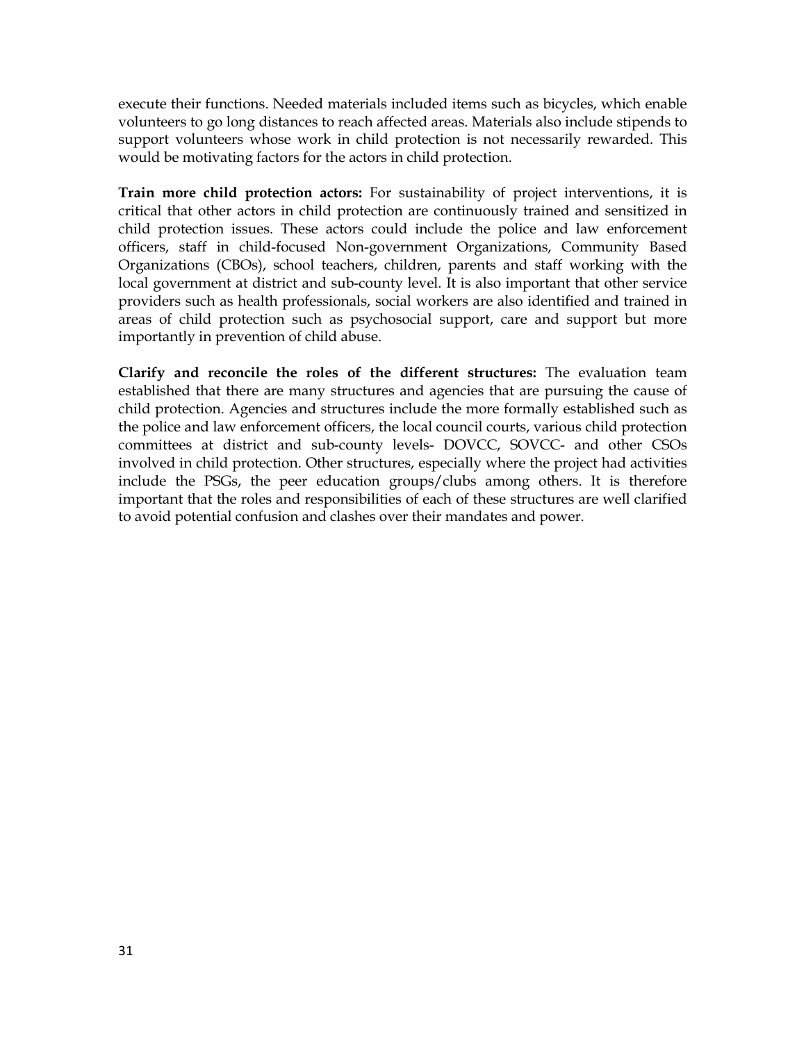execute their functions. Needed materials included items such as bicycles, which enable volunteers to go long distances to reach affected areas. Materials also include stipends to support volunteers whose work in child protection is not necessarily rewarded. This would be motivating factors for the actors in child protection.

**Train more child protection actors:** For sustainability of project interventions, it is critical that other actors in child protection are continuously trained and sensitized in child protection issues. These actors could include the police and law enforcement officers, staff in child-focused Non-government Organizations, Community Based Organizations (CBOs), school teachers, children, parents and staff working with the local government at district and sub-county level. It is also important that other service providers such as health professionals, social workers are also identified and trained in areas of child protection such as psychosocial support, care and support but more importantly in prevention of child abuse.

**Clarify and reconcile the roles of the different structures:** The evaluation team established that there are many structures and agencies that are pursuing the cause of child protection. Agencies and structures include the more formally established such as the police and law enforcement officers, the local council courts, various child protection committees at district and sub-county levels- DOVCC, SOVCC- and other CSOs involved in child protection. Other structures, especially where the project had activities include the PSGs, the peer education groups/clubs among others. It is therefore important that the roles and responsibilities of each of these structures are well clarified to avoid potential confusion and clashes over their mandates and power.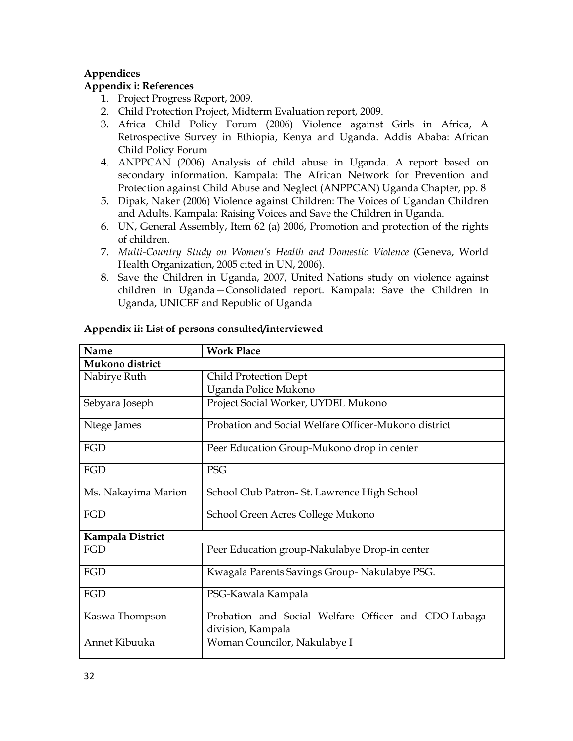**Appendices**

**Appendix i: References**

1. Project Progress Report, 2009.
2. Child Protection Project, Midterm Evaluation report, 2009.
3. Africa Child Policy Forum (2006) Violence against Girls in Africa, A Retrospective Survey in Ethiopia, Kenya and Uganda. Addis Ababa: African Child Policy Forum
4. ANPPCAN (2006) Analysis of child abuse in Uganda. A report based on secondary information. Kampala: The African Network for Prevention and Protection against Child Abuse and Neglect (ANPPCAN) Uganda Chapter, pp. 8
5. Dipak, Naker (2006) Violence against Children: The Voices of Ugandan Children and Adults. Kampala: Raising Voices and Save the Children in Uganda.
6. UN, General Assembly, Item 62 (a) 2006, Promotion and protection of the rights of children.
7. *Multi-Country Study on Women's Health and Domestic Violence* (Geneva, World Health Organization, 2005 cited in UN, 2006).
8. Save the Children in Uganda, 2007, United Nations study on violence against children in Uganda—Consolidated report. Kampala: Save the Children in Uganda, UNICEF and Republic of Uganda

**Appendix ii: List of persons consulted/interviewed**

| Name | Work Place | |
|---|---|---|
| **Mukono district** | | |
| Nabirye Ruth | Child Protection Dept<br>Uganda Police Mukono | |
| Sebyara Joseph | Project Social Worker, UYDEL Mukono | |
| Ntege James | Probation and Social Welfare Officer-Mukono district | |
| FGD | Peer Education Group-Mukono drop in center | |
| FGD | PSG | |
| Ms. Nakayima Marion | School Club Patron- St. Lawrence High School | |
| FGD | School Green Acres College Mukono | |
| **Kampala District** | | |
| FGD | Peer Education group-Nakulabye Drop-in center | |
| FGD | Kwagala Parents Savings Group- Nakulabye PSG. | |
| FGD | PSG-Kawala Kampala | |
| Kaswa Thompson | Probation and Social Welfare Officer and CDO-Lubaga division, Kampala | |
| Annet Kibuuka | Woman Councilor, Nakulabye I | |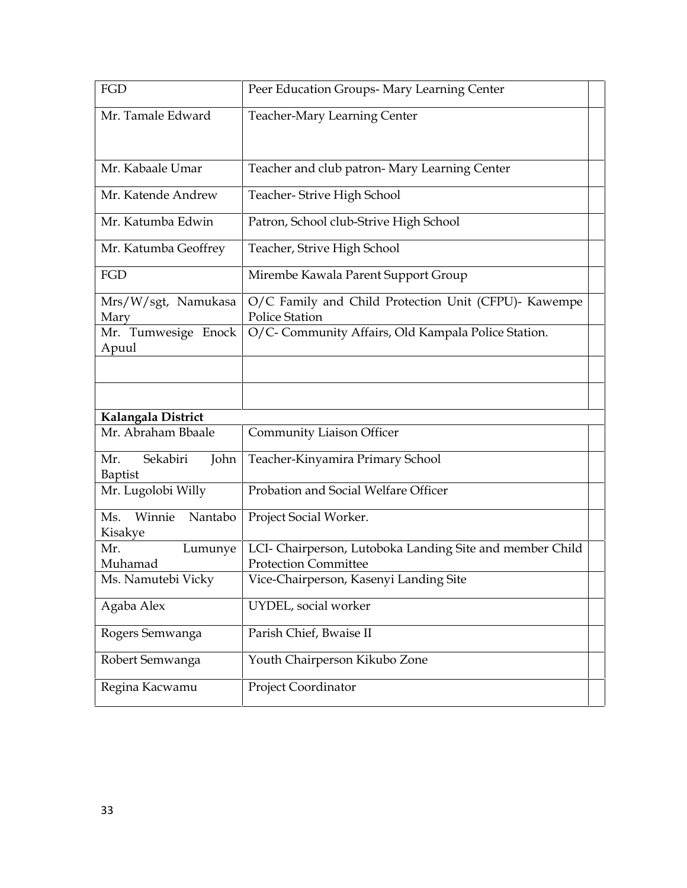| | | |
|---|---|---|
| FGD | Peer Education Groups- Mary Learning Center | |
| Mr. Tamale Edward | Teacher-Mary Learning Center | |
| Mr. Kabaale Umar | Teacher and club patron- Mary Learning Center | |
| Mr. Katende Andrew | Teacher- Strive High School | |
| Mr. Katumba Edwin | Patron, School club-Strive High School | |
| Mr. Katumba Geoffrey | Teacher, Strive High School | |
| FGD | Mirembe Kawala Parent Support Group | |
| Mrs/W/sgt, Namukasa Mary | O/C Family and Child Protection Unit (CFPU)- Kawempe Police Station | |
| Mr. Tumwesige Enock Apuul | O/C- Community Affairs, Old Kampala Police Station. | |
| | | |
| | | |
| **Kalangala District** | | |
| Mr. Abraham Bbaale | Community Liaison Officer | |
| Mr. Sekabiri John Baptist | Teacher-Kinyamira Primary School | |
| Mr. Lugolobi Willy | Probation and Social Welfare Officer | |
| Ms. Winnie Nantabo Kisakye | Project Social Worker. | |
| Mr. Lumunye Muhamad | LCI- Chairperson, Lutoboka Landing Site and member Child Protection Committee | |
| Ms. Namutebi Vicky | Vice-Chairperson, Kasenyi Landing Site | |
| Agaba Alex | UYDEL, social worker | |
| Rogers Semwanga | Parish Chief, Bwaise II | |
| Robert Semwanga | Youth Chairperson Kikubo Zone | |
| Regina Kacwamu | Project Coordinator | |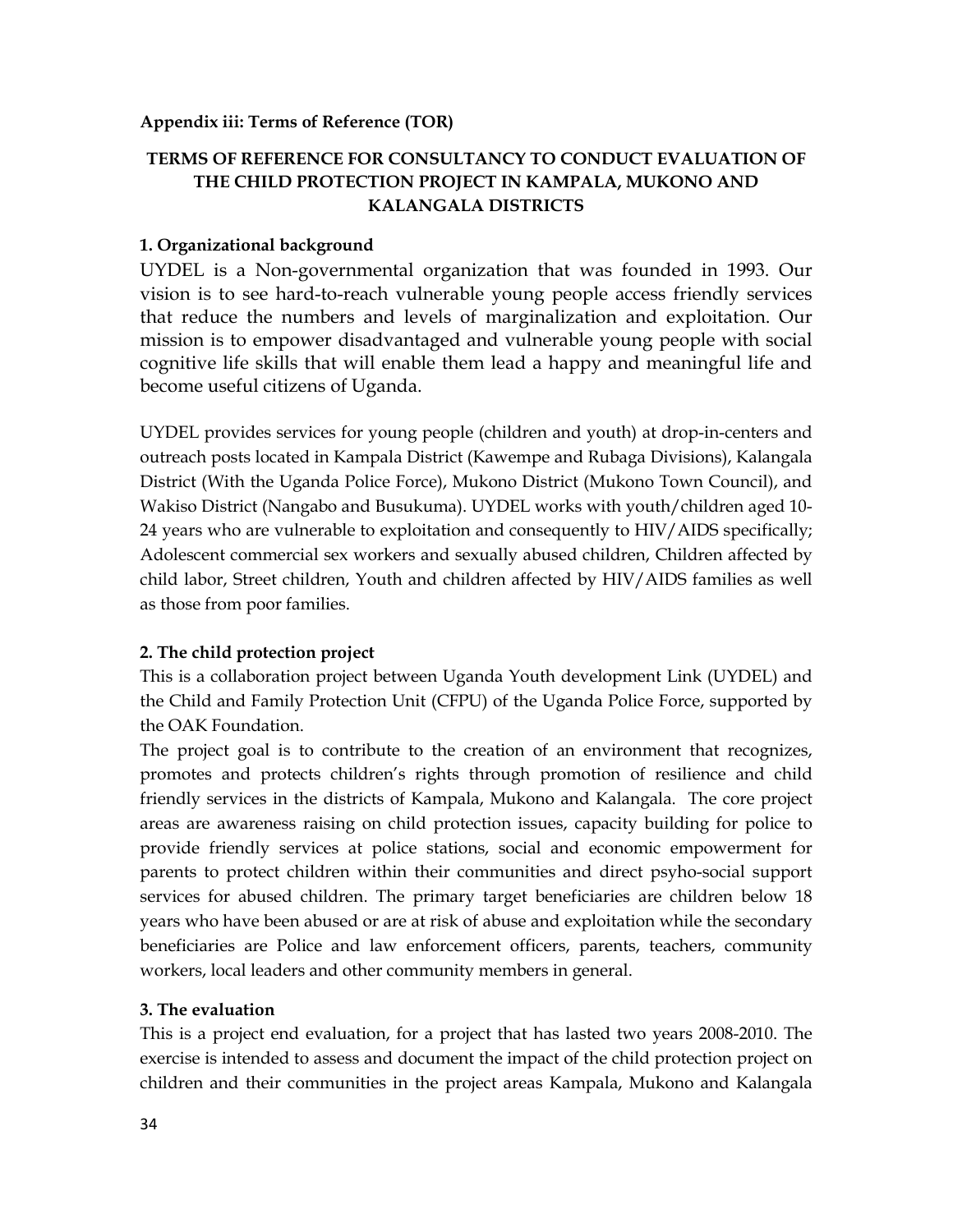**Appendix iii: Terms of Reference (TOR)**

## TERMS OF REFERENCE FOR CONSULTANCY TO CONDUCT EVALUATION OF THE CHILD PROTECTION PROJECT IN KAMPALA, MUKONO AND KALANGALA DISTRICTS

### 1. Organizational background

UYDEL is a Non-governmental organization that was founded in 1993. Our vision is to see hard-to-reach vulnerable young people access friendly services that reduce the numbers and levels of marginalization and exploitation. Our mission is to empower disadvantaged and vulnerable young people with social cognitive life skills that will enable them lead a happy and meaningful life and become useful citizens of Uganda.

UYDEL provides services for young people (children and youth) at drop-in-centers and outreach posts located in Kampala District (Kawempe and Rubaga Divisions), Kalangala District (With the Uganda Police Force), Mukono District (Mukono Town Council), and Wakiso District (Nangabo and Busukuma). UYDEL works with youth/children aged 10-24 years who are vulnerable to exploitation and consequently to HIV/AIDS specifically; Adolescent commercial sex workers and sexually abused children, Children affected by child labor, Street children, Youth and children affected by HIV/AIDS families as well as those from poor families.

### 2. The child protection project

This is a collaboration project between Uganda Youth development Link (UYDEL) and the Child and Family Protection Unit (CFPU) of the Uganda Police Force, supported by the OAK Foundation.

The project goal is to contribute to the creation of an environment that recognizes, promotes and protects children's rights through promotion of resilience and child friendly services in the districts of Kampala, Mukono and Kalangala. The core project areas are awareness raising on child protection issues, capacity building for police to provide friendly services at police stations, social and economic empowerment for parents to protect children within their communities and direct psyho-social support services for abused children. The primary target beneficiaries are children below 18 years who have been abused or are at risk of abuse and exploitation while the secondary beneficiaries are Police and law enforcement officers, parents, teachers, community workers, local leaders and other community members in general.

### 3. The evaluation

This is a project end evaluation, for a project that has lasted two years 2008-2010. The exercise is intended to assess and document the impact of the child protection project on children and their communities in the project areas Kampala, Mukono and Kalangala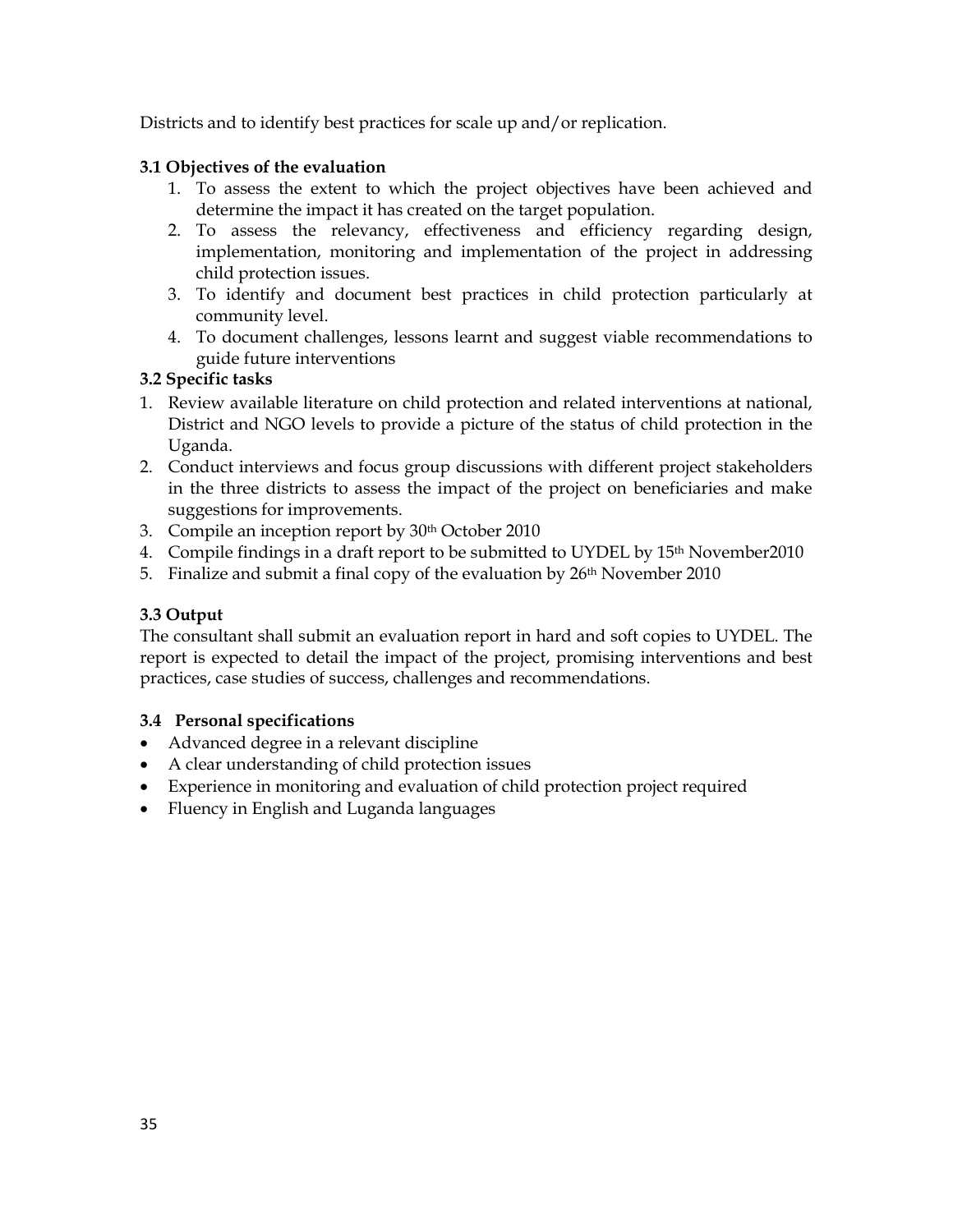Districts and to identify best practices for scale up and/or replication.

### 3.1 Objectives of the evaluation

1. To assess the extent to which the project objectives have been achieved and determine the impact it has created on the target population.
2. To assess the relevancy, effectiveness and efficiency regarding design, implementation, monitoring and implementation of the project in addressing child protection issues.
3. To identify and document best practices in child protection particularly at community level.
4. To document challenges, lessons learnt and suggest viable recommendations to guide future interventions

### 3.2 Specific tasks

1. Review available literature on child protection and related interventions at national, District and NGO levels to provide a picture of the status of child protection in the Uganda.
2. Conduct interviews and focus group discussions with different project stakeholders in the three districts to assess the impact of the project on beneficiaries and make suggestions for improvements.
3. Compile an inception report by 30th October 2010
4. Compile findings in a draft report to be submitted to UYDEL by 15th November2010
5. Finalize and submit a final copy of the evaluation by 26th November 2010

### 3.3 Output

The consultant shall submit an evaluation report in hard and soft copies to UYDEL. The report is expected to detail the impact of the project, promising interventions and best practices, case studies of success, challenges and recommendations.

### 3.4 Personal specifications

- Advanced degree in a relevant discipline
- A clear understanding of child protection issues
- Experience in monitoring and evaluation of child protection project required
- Fluency in English and Luganda languages